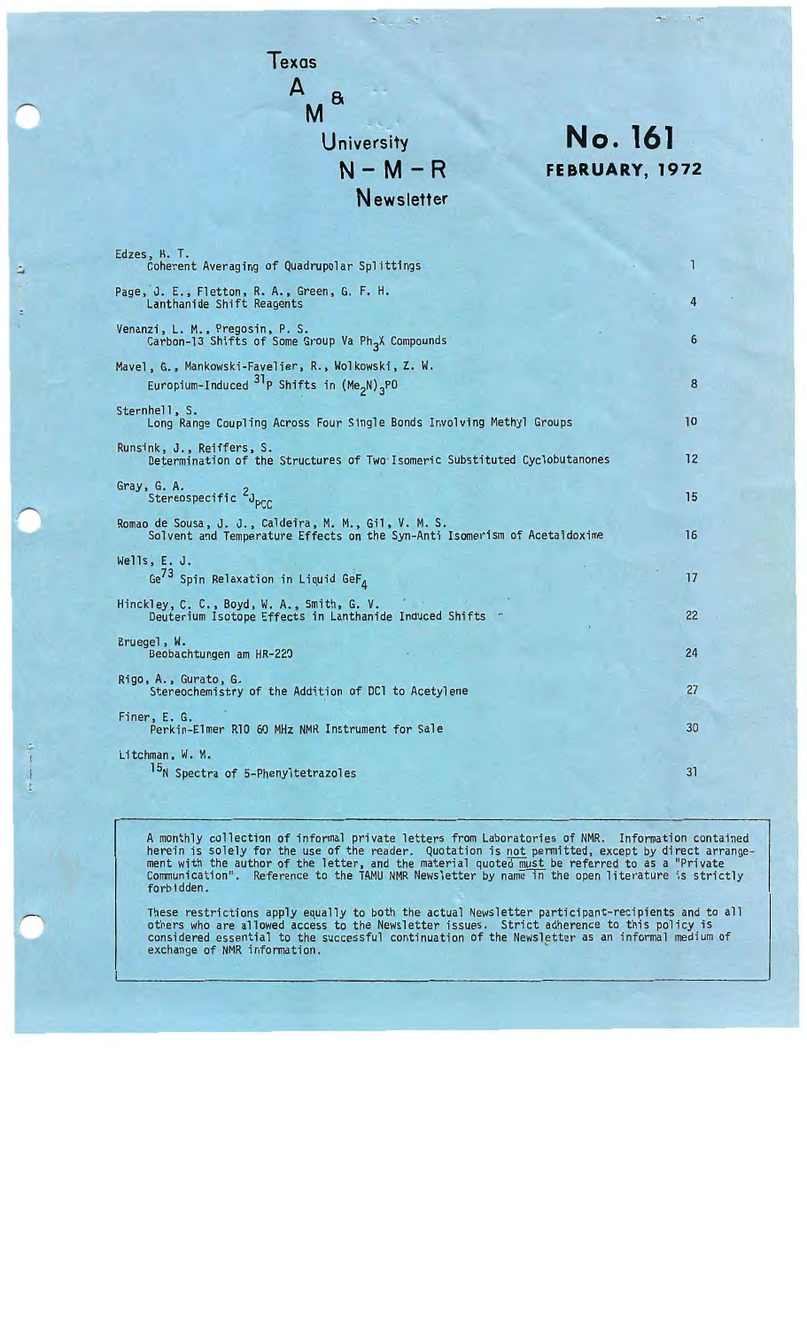# Texas A & M University N-M-R Newsletter

## No. 161
## FEBRUARY, 1972

| | |
|---|---|
| Edzes, H. T.<br>Coherent Averaging of Quadrupolar Splittings | 1 |
| Page, J. E., Fletton, R. A., Green, G. F. H.<br>Lanthanide Shift Reagents | 4 |
| Venanzi, L. M., Pregosin, P. S.<br>Carbon-13 Shifts of Some Group Va $Ph_3X$ Compounds | 6 |
| Mavel, G., Mankowski-Favelier, R., Wolkowski, Z. W.<br>Europium-Induced $^{31}P$ Shifts in $(Me_2N)_3PO$ | 8 |
| Sternhell, S.<br>Long Range Coupling Across Four Single Bonds Involving Methyl Groups | 10 |
| Runsink, J., Reiffers, S.<br>Determination of the Structures of Two Isomeric Substituted Cyclobutanones | 12 |
| Gray, G. A.<br>Stereospecific $^2J_{PCC}$ | 15 |
| Romao de Sousa, J. J., Caldeira, M. M., Gil, V. M. S.<br>Solvent and Temperature Effects on the Syn-Anti Isomerism of Acetaldoxime | 16 |
| Wells, E. J.<br>$Ge^{73}$ Spin Relaxation in Liquid $GeF_4$ | 17 |
| Hinckley, C. C., Boyd, W. A., Smith, G. V.<br>Deuterium Isotope Effects in Lanthanide Induced Shifts | 22 |
| Bruegel, W.<br>Beobachtungen am HR-220 | 24 |
| Rigo, A., Gurato, G.<br>Stereochemistry of the Addition of DCl to Acetylene | 27 |
| Finer, E. G.<br>Perkin-Elmer R10 60 MHz NMR Instrument for Sale | 30 |
| Litchman, W. M.<br>$^{15}N$ Spectra of 5-Phenyltetrazoles | 31 |

A monthly collection of informal private letters from Laboratories of NMR. Information contained herein is solely for the use of the reader. Quotation is not permitted, except by direct arrangement with the author of the letter, and the material quoted must be referred to as a "Private Communication". Reference to the TAMU NMR Newsletter by name in the open literature is strictly forbidden.

These restrictions apply equally to both the actual Newsletter participant-recipients and to all others who are allowed access to the Newsletter issues. Strict adherence to this policy is considered essential to the successful continuation of the Newsletter as an informal medium of exchange of NMR information.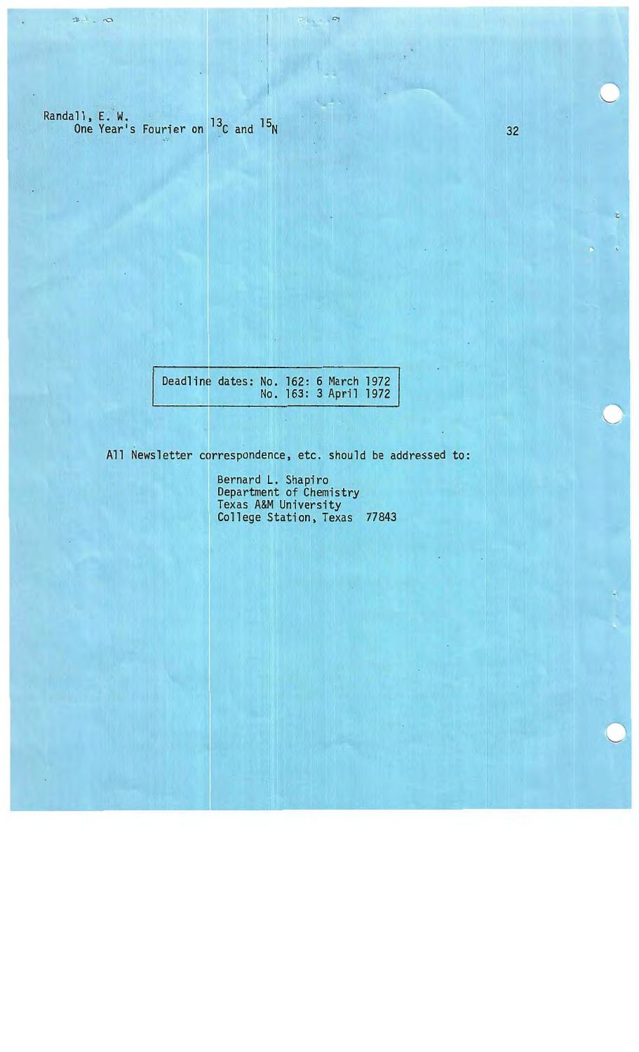Randall, E. W.
One Year's Fourier on $^{13}C$ and $^{15}N$ 32

| Deadline dates: | No. 162: 6 March 1972 |
| --- | --- |
| | No. 163: 3 April 1972 |

All Newsletter correspondence, etc. should be addressed to:

Bernard L. Shapiro
Department of Chemistry
Texas A&M University
College Station, Texas 77843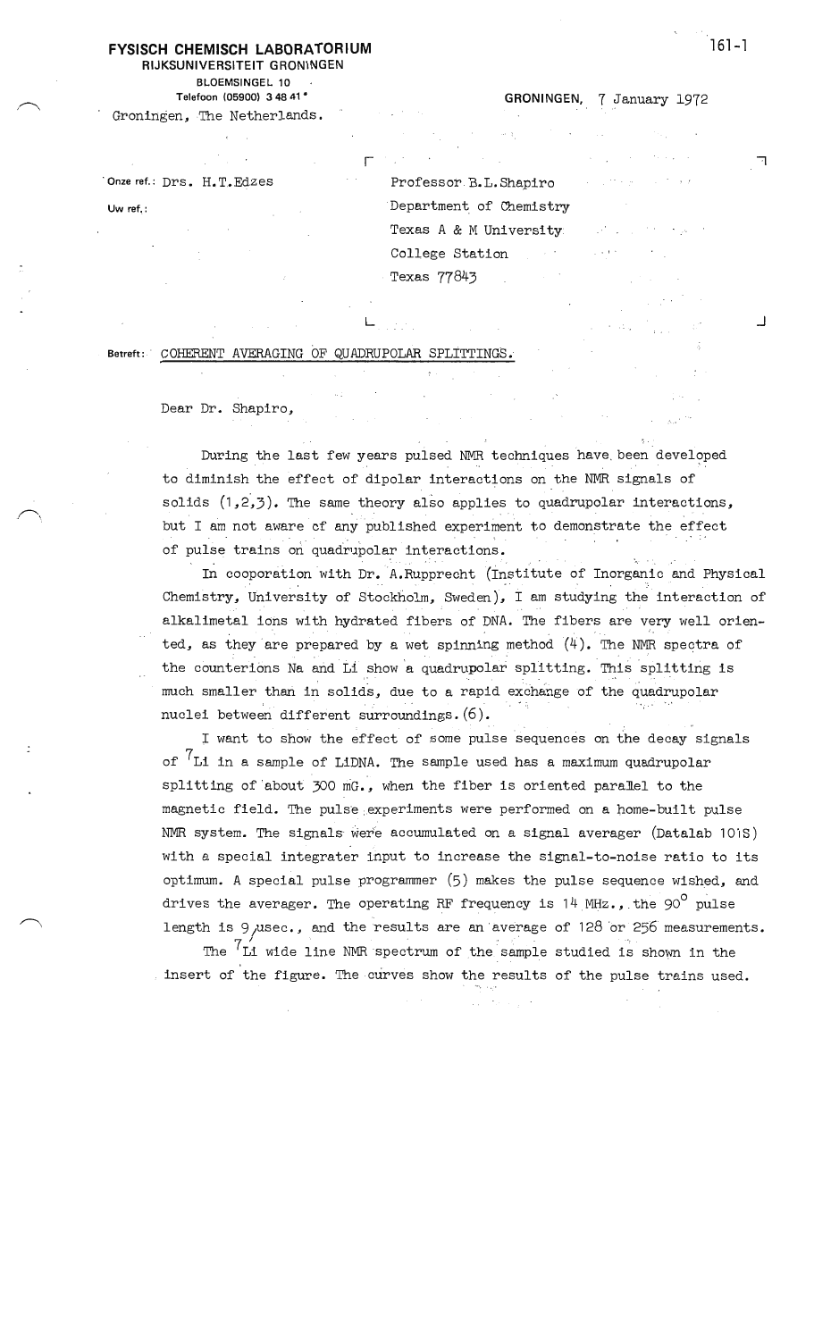**FYSISCH CHEMISCH LABORATORIUM**
RIJKSUNIVERSITEIT GRONINGEN
BLOEMSINGEL 10
Telefoon (05900) 3 48 41*
Groningen, The Netherlands.

GRONINGEN, 7 January 1972

Onze ref.: Drs. H.T.Edzes

Uw ref.:

Professor B.L.Shapiro
Department of Chemistry
Texas A & M University
College Station
Texas 77843

Betreft: COHERENT AVERAGING OF QUADRUPOLAR SPLITTINGS.

Dear Dr. Shapiro,

During the last few years pulsed NMR techniques have been developed to diminish the effect of dipolar interactions on the NMR signals of solids (1,2,3). The same theory also applies to quadrupolar interactions, but I am not aware of any published experiment to demonstrate the effect of pulse trains on quadrupolar interactions.

In cooperation with Dr. A.Rupprecht (Institute of Inorganic and Physical Chemistry, University of Stockholm, Sweden), I am studying the interaction of alkalimetal ions with hydrated fibers of DNA. The fibers are very well oriented, as they are prepared by a wet spinning method (4). The NMR spectra of the counterions Na and Li show a quadrupolar splitting. This splitting is much smaller than in solids, due to a rapid exchange of the quadrupolar nuclei between different surroundings. (6).

I want to show the effect of some pulse sequences on the decay signals of $^{7}$Li in a sample of LiDNA. The sample used has a maximum quadrupolar splitting of about 300 mG., when the fiber is oriented parallel to the magnetic field. The pulse experiments were performed on a home-built pulse NMR system. The signals were accumulated on a signal averager (Datalab 101S) with a special integrater input to increase the signal-to-noise ratio to its optimum. A special pulse programmer (5) makes the pulse sequence wished, and drives the averager. The operating RF frequency is 14 MHz., the 90$^{o}$ pulse length is 9 $\mu$sec., and the results are an average of 128 or 256 measurements.

The $^{7}$Li wide line NMR spectrum of the sample studied is shown in the insert of the figure. The curves show the results of the pulse trains used.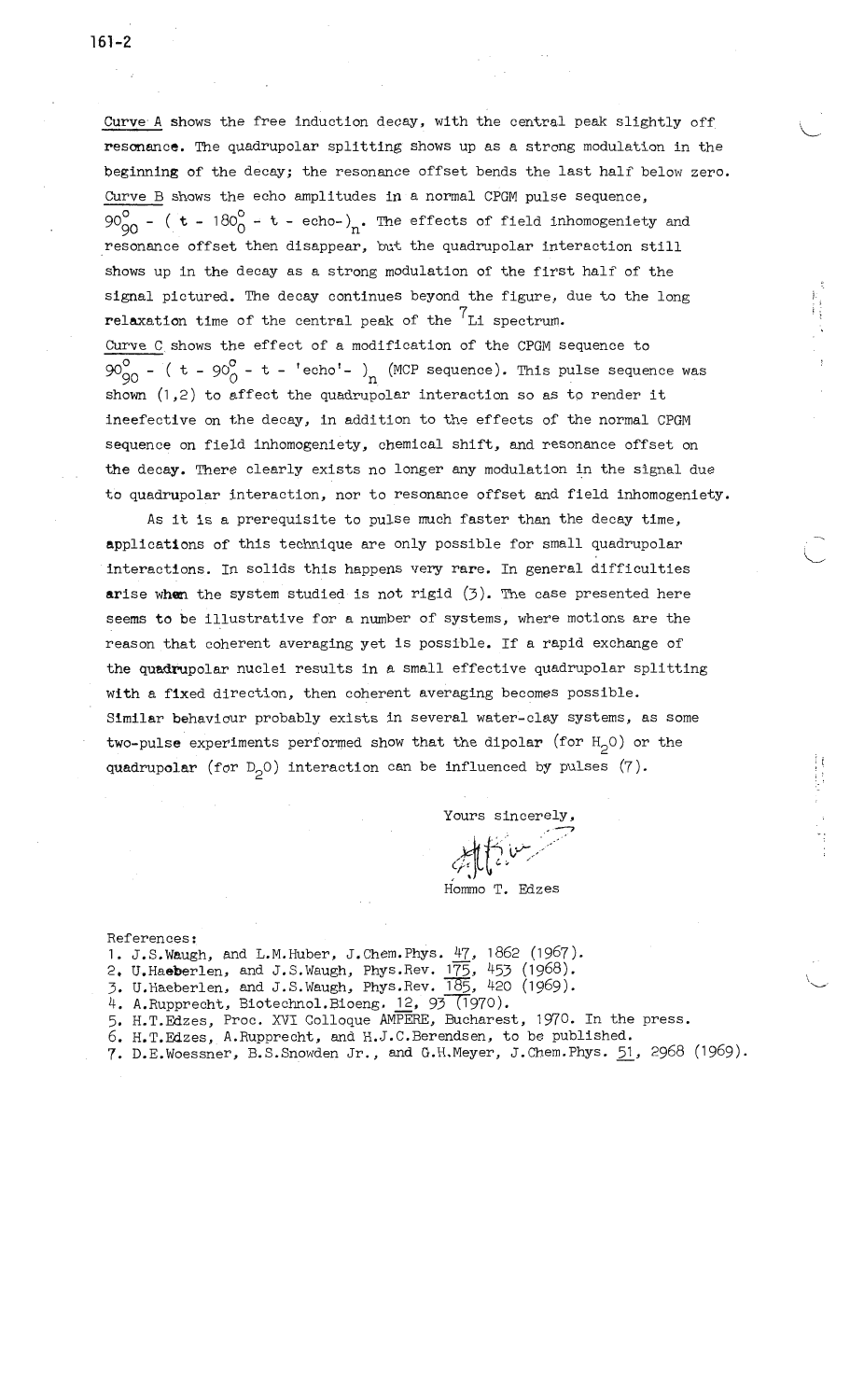Curve A shows the free induction decay, with the central peak slightly off resonance. The quadrupolar splitting shows up as a strong modulation in the beginning of the decay; the resonance offset bends the last half below zero. Curve B shows the echo amplitudes in a normal CPGM pulse sequence, $90^{\circ}_{90}$ - ( t - $180^{\circ}_{0}$ - t - echo-)$_n$. The effects of field inhomogeniety and resonance offset then disappear, but the quadrupolar interaction still shows up in the decay as a strong modulation of the first half of the signal pictured. The decay continues beyond the figure, due to the long relaxation time of the central peak of the $^7$Li spectrum.

Curve C shows the effect of a modification of the CPGM sequence to $90^{\circ}_{90}$ - ( t - $90^{\circ}_{0}$ - t - 'echo'- )$_n$ (MCP sequence). This pulse sequence was shown (1,2) to affect the quadrupolar interaction so as to render it ineefective on the decay, in addition to the effects of the normal CPGM sequence on field inhomogeniety, chemical shift, and resonance offset on the decay. There clearly exists no longer any modulation in the signal due to quadrupolar interaction, nor to resonance offset and field inhomogeniety.

As it is a prerequisite to pulse much faster than the decay time, applications of this technique are only possible for small quadrupolar interactions. In solids this happens very rare. In general difficulties arise when the system studied is not rigid (3). The case presented here seems to be illustrative for a number of systems, where motions are the reason that coherent averaging yet is possible. If a rapid exchange of the quadrupolar nuclei results in a small effective quadrupolar splitting with a fixed direction, then coherent averaging becomes possible. Similar behaviour probably exists in several water-clay systems, as some two-pulse experiments performed show that the dipolar (for $H_2O$) or the quadrupolar (for $D_2O$) interaction can be influenced by pulses (7).

Yours sincerely,

Hommo T. Edzes

References:

1. J.S.Waugh, and L.M.Huber, J.Chem.Phys. 47, 1862 (1967).
2. U.Haeberlen, and J.S.Waugh, Phys.Rev. 175, 453 (1968).
3. U.Haeberlen, and J.S.Waugh, Phys.Rev. 185, 420 (1969).
4. A.Rupprecht, Biotechnol.Bioeng. 12, 93 (1970).
5. H.T.Edzes, Proc. XVI Colloque AMPERE, Bucharest, 1970. In the press.
6. H.T.Edzes, A.Rupprecht, and H.J.C.Berendsen, to be published.
7. D.E.Woessner, B.S.Snowden Jr., and G.H.Meyer, J.Chem.Phys. 51, 2968 (1969).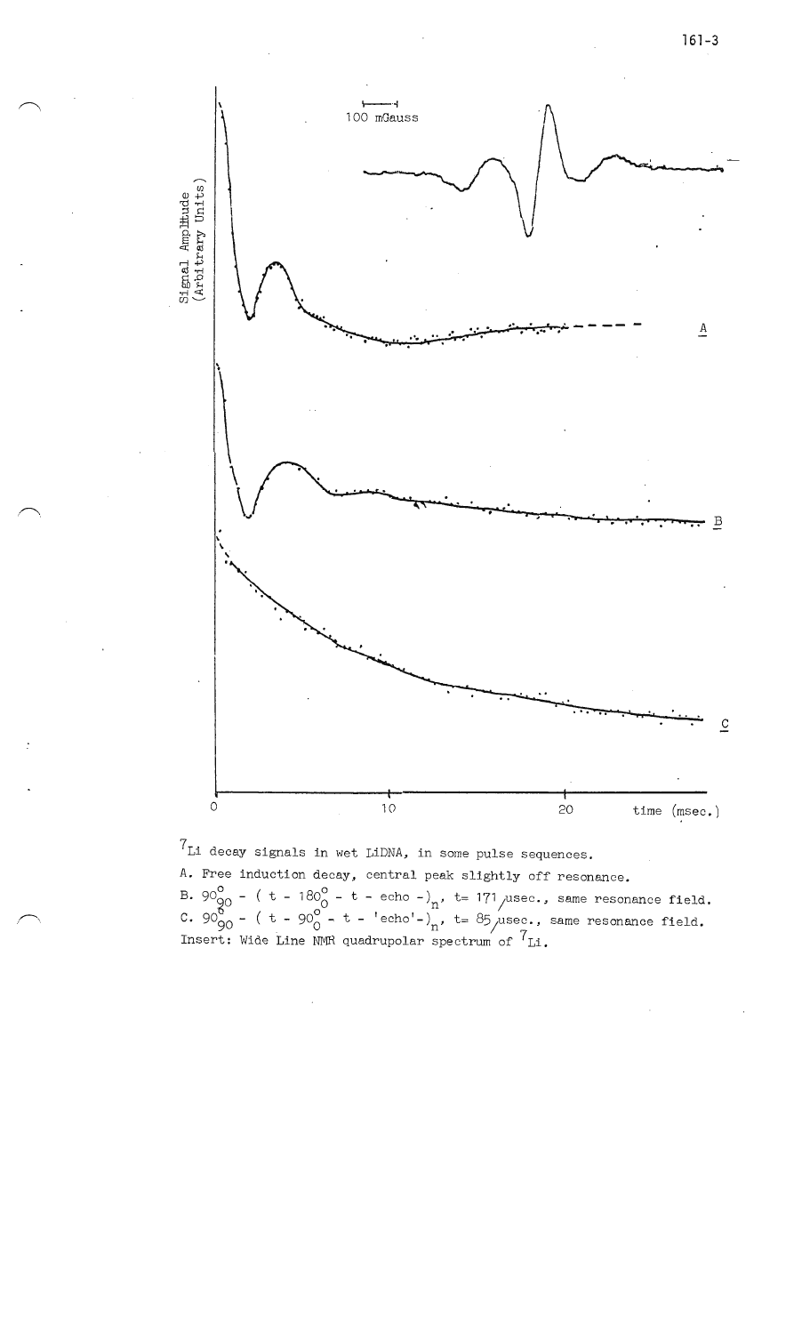$^7Li$ decay signals in wet LiDNA, in some pulse sequences.

A. Free induction decay, central peak slightly off resonance.

B. $90^o_{90}$ - ( t - $180^o_0$ - t - echo -$)_n$, t= 171 $\mu$sec., same resonance field.

C. $90^o_{90}$ - ( t - $90^o_0$ - t - 'echo'-$)_n$, t= 85 $\mu$sec., same resonance field.

Insert: Wide Line NMR quadrupolar spectrum of $^7Li$.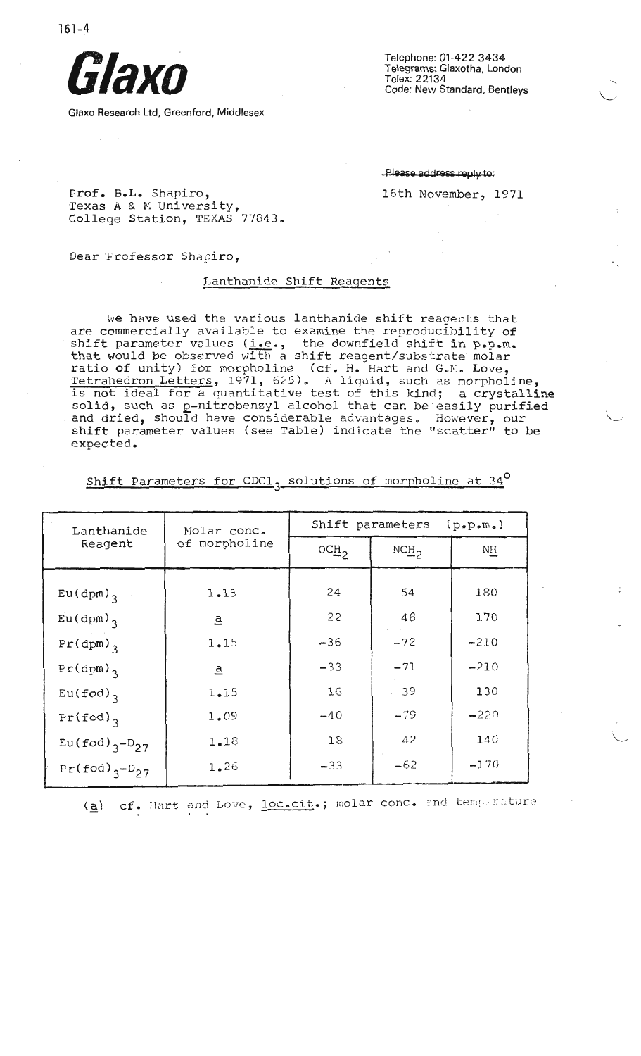161-4

**Glaxo**

Glaxo Research Ltd, Greenford, Middlesex

Telephone: 01-422 3434
Telegrams: Glaxotha, London
Telex: 22134
Code: New Standard, Bentleys

~~Please address reply to:~~

Prof. B.L. Shapiro,
Texas A & M University,
College Station, TEXAS 77843.

16th November, 1971

Dear Professor Shapiro,

Lanthanide Shift Reagents

We have used the various lanthanide shift reagents that are commercially available to examine the reproducibility of shift parameter values (i.e., the downfield shift in p.p.m. that would be observed with a shift reagent/substrate molar ratio of unity) for morpholine (cf. H. Hart and G.M. Love, Tetrahedron Letters, 1971, 625). A liquid, such as morpholine, is not ideal for a quantitative test of this kind; a crystalline solid, such as p-nitrobenzyl alcohol that can be easily purified and dried, should have considerable advantages. However, our shift parameter values (see Table) indicate the "scatter" to be expected.

Shift Parameters for $CDCl_3$ solutions of morpholine at 34°

| Lanthanide Reagent | Molar conc. of morpholine | Shift parameters (p.p.m.) | | |
|---|---|---|---|---|
| | | $OCH_2$ | $NCH_2$ | NH |
| $Eu(dpm)_3$ | 1.15 | 24 | 54 | 180 |
| $Eu(dpm)_3$ | a | 22 | 48 | 170 |
| $Pr(dpm)_3$ | 1.15 | -36 | -72 | -210 |
| $Pr(dpm)_3$ | a | -33 | -71 | -210 |
| $Eu(fod)_3$ | 1.15 | 16 | 39 | 130 |
| $Pr(fod)_3$ | 1.09 | -40 | -79 | -220 |
| $Eu(fod)_3-D_{27}$ | 1.18 | 18 | 42 | 140 |
| $Pr(fod)_3-D_{27}$ | 1.26 | -33 | -62 | -170 |

(a) cf. Hart and Love, loc.cit.; molar conc. and temperature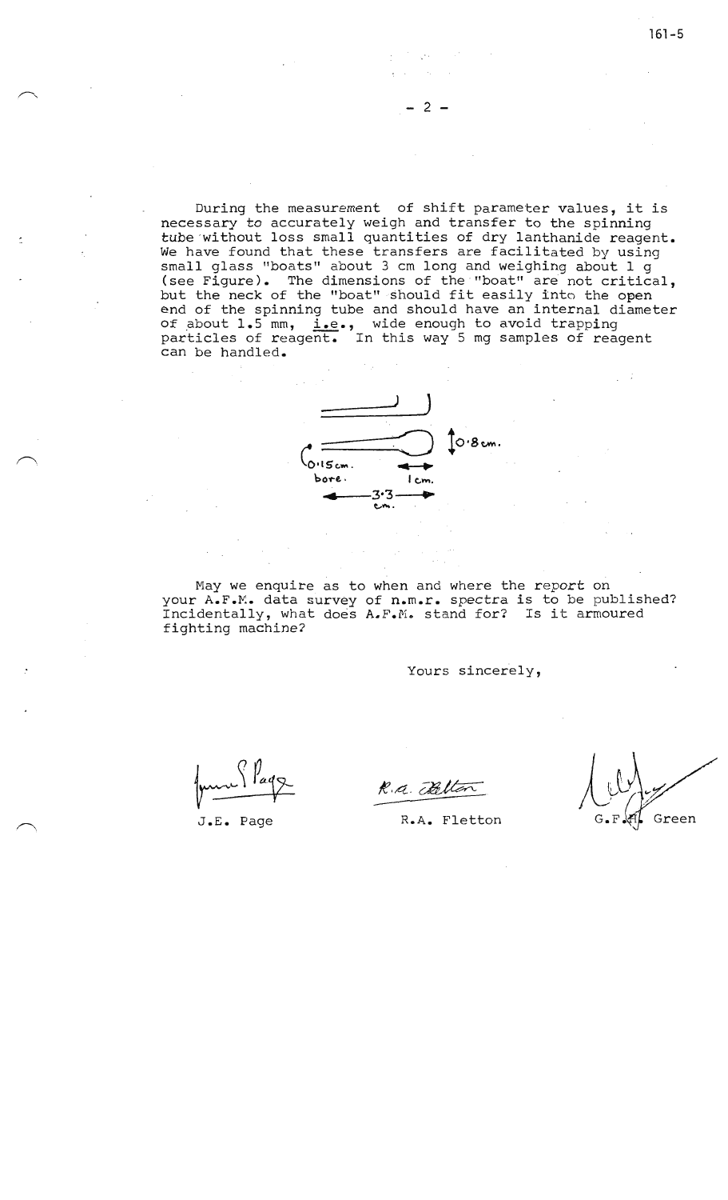During the measurement of shift parameter values, it is necessary to accurately weigh and transfer to the spinning tube without loss small quantities of dry lanthanide reagent. We have found that these transfers are facilitated by using small glass "boats" about 3 cm long and weighing about 1 g (see Figure). The dimensions of the "boat" are not critical, but the neck of the "boat" should fit easily into the open end of the spinning tube and should have an internal diameter of about 1.5 mm, i.e., wide enough to avoid trapping particles of reagent. In this way 5 mg samples of reagent can be handled.

0·8 cm.

0·15 cm. bore.

1 cm.

3·3 cm.

May we enquire as to when and where the report on your A.F.M. data survey of n.m.r. spectra is to be published? Incidentally, what does A.F.M. stand for? Is it armoured fighting machine?

Yours sincerely,

J.E. Page — R.A. Fletton — G.F.H. Green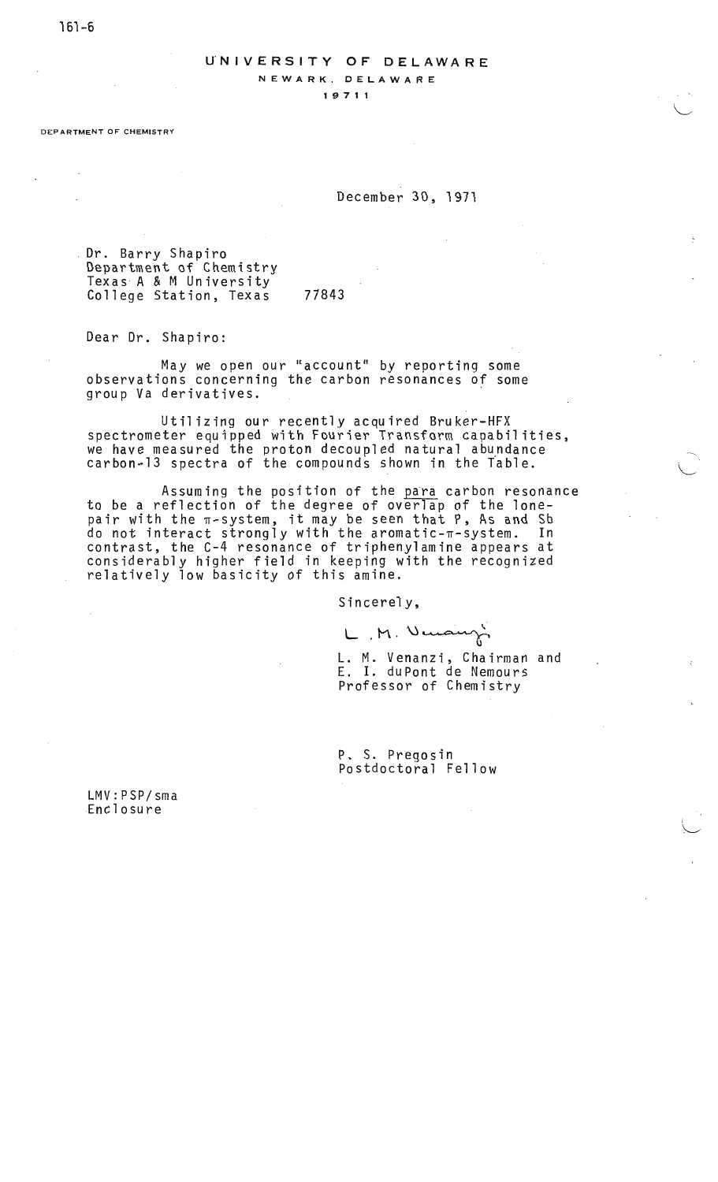161-6

UNIVERSITY OF DELAWARE
NEWARK, DELAWARE
19711

DEPARTMENT OF CHEMISTRY

December 30, 1971

Dr. Barry Shapiro
Department of Chemistry
Texas A & M University
College Station, Texas 77843

Dear Dr. Shapiro:

May we open our "account" by reporting some observations concerning the carbon resonances of some group Va derivatives.

Utilizing our recently acquired Bruker-HFX spectrometer equipped with Fourier Transform capabilities, we have measured the proton decoupled natural abundance carbon-13 spectra of the compounds shown in the Table.

Assuming the position of the para carbon resonance to be a reflection of the degree of overlap of the lone-pair with the $\pi$-system, it may be seen that P, As and Sb do not interact strongly with the aromatic-$\pi$-system. In contrast, the C-4 resonance of triphenylamine appears at considerably higher field in keeping with the recognized relatively low basicity of this amine.

Sincerely,

L. M. Venanzi

L. M. Venanzi, Chairman and
E. I. duPont de Nemours
Professor of Chemistry

P. S. Pregosin
Postdoctoral Fellow

LMV:PSP/sma
Enclosure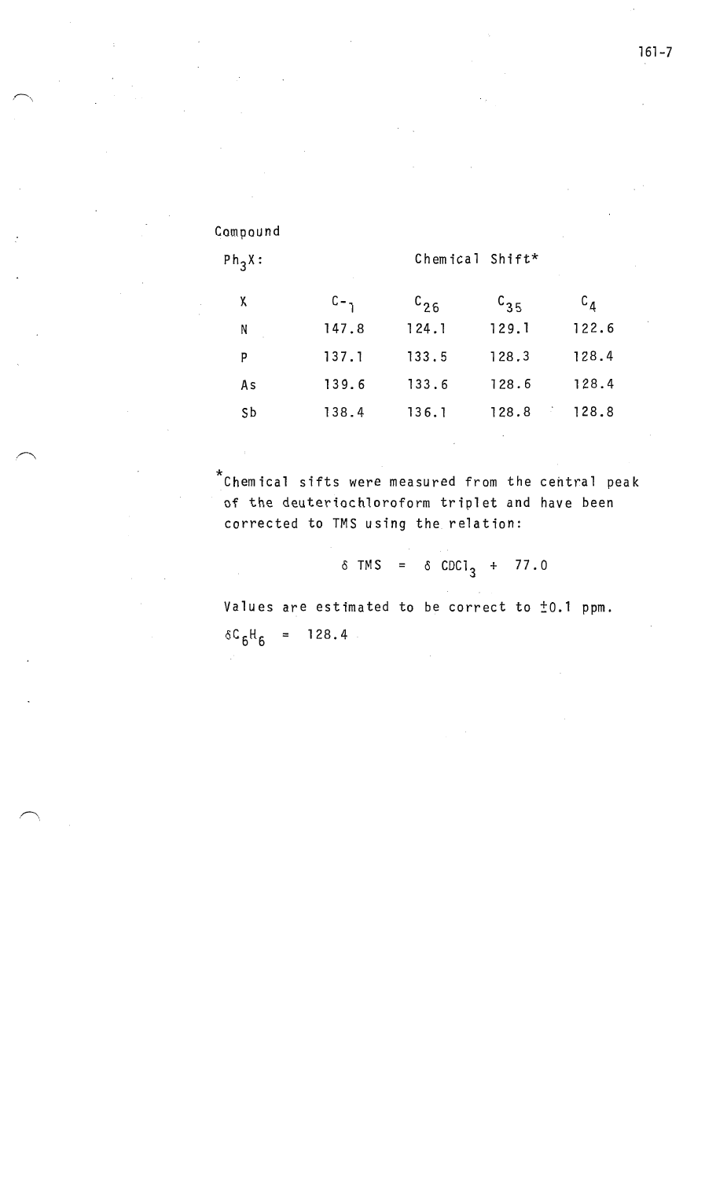| Compound $Ph_3X$: | Chemical Shift* | | | |
|---|---|---|---|---|
| X | $C_{-1}$ | $C_{26}$ | $C_{35}$ | $C_4$ |
| N | 147.8 | 124.1 | 129.1 | 122.6 |
| P | 137.1 | 133.5 | 128.3 | 128.4 |
| As | 139.6 | 133.6 | 128.6 | 128.4 |
| Sb | 138.4 | 136.1 | 128.8 | 128.8 |

*Chemical sifts were measured from the central peak of the deuteriochloroform triplet and have been corrected to TMS using the relation:

$$\delta \text{ TMS} = \delta \text{ CDCl}_3 + 77.0$$

Values are estimated to be correct to ±0.1 ppm.

$\delta C_6H_6 = 128.4$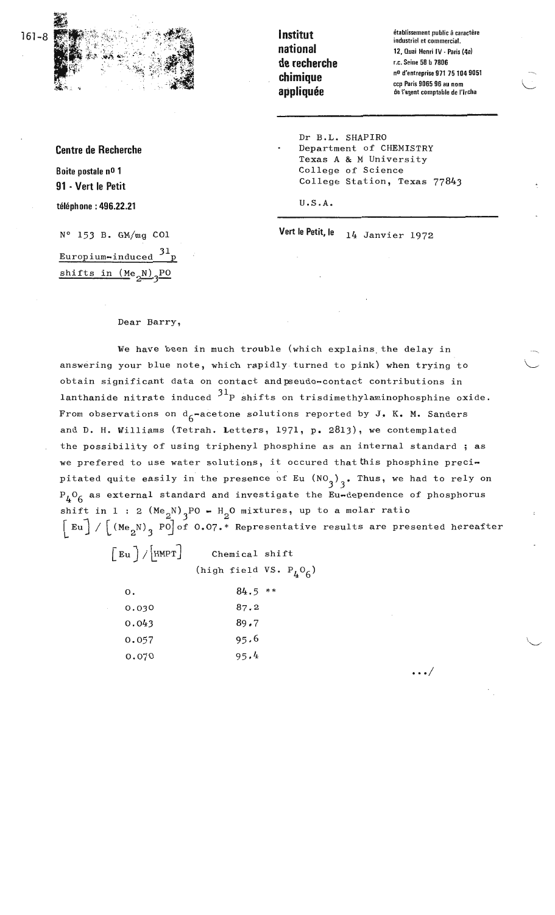**Institut national de recherche chimique appliquée**

établissement public à caractère industriel et commercial.
12, Quai Henri IV - Paris (4e)
r.c. Seine 58 b 7806
nº d'entreprise 971 75 104 9051
ccp Paris 9065 96 au nom de l'agent comptable de l'Ircha

**Centre de Recherche**

**Boite postale nº 1**

**91 - Vert le Petit**

**téléphone : 496.22.21**

Dr B.L. SHAPIRO
Department of CHEMISTRY
Texas A & M University
College of Science
College Station, Texas 77843

U.S.A.

N° 153 B. GM/mg C01

Vert le Petit, le 14 Janvier 1972

Europium-induced $^{31}P$ shifts in $(Me_2N)_3PO$

Dear Barry,

We have been in much trouble (which explains the delay in answering your blue note, which rapidly turned to pink) when trying to obtain significant data on contact and pseudo-contact contributions in lanthanide nitrate induced $^{31}P$ shifts on trisdimethylaminophosphine oxide. From observations on $d_6$-acetone solutions reported by J. K. M. Sanders and D. H. Williams (Tetrah. Letters, 1971, p. 2813), we contemplated the possibility of using triphenyl phosphine as an internal standard ; as we prefered to use water solutions, it occured that this phosphine precipitated quite easily in the presence of Eu $(NO_3)_3$. Thus, we had to rely on $P_4O_6$ as external standard and investigate the Eu-dependence of phosphorus shift in 1 : 2 $(Me_2N)_3PO$ - $H_2O$ mixtures, up to a molar ratio $[Eu] / [(Me_2N)_3 PO]$ of 0.07.* Representative results are presented hereafter

| [Eu] / [HMPT] | Chemical shift (high field VS. $P_4O_6$) |
|---|---|
| 0. | 84.5 ** |
| 0.030 | 87.2 |
| 0.043 | 89.7 |
| 0.057 | 95.6 |
| 0.070 | 95.4 |

.../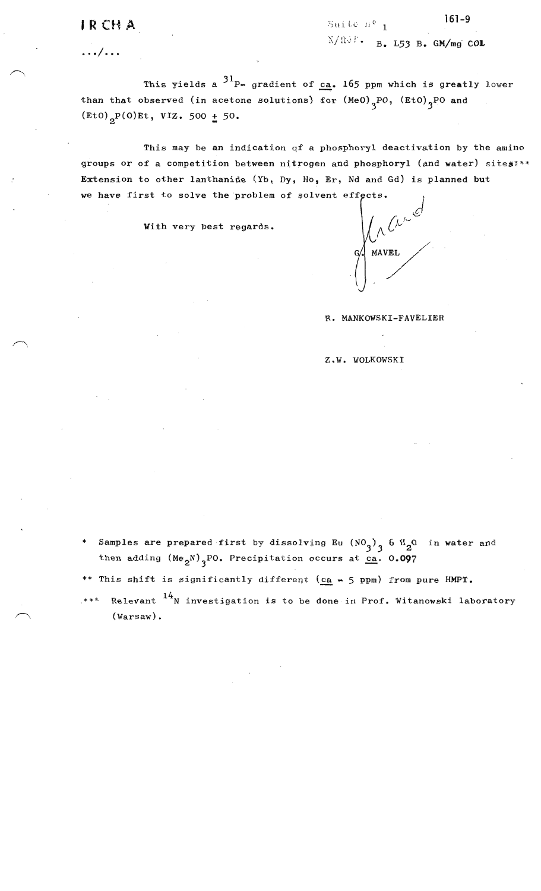.../...

This yields a $^{31}P$- gradient of ca. 165 ppm which is greatly lower than that observed (in acetone solutions) for $(MeO)_3PO$, $(EtO)_3PO$ and $(EtO)_2P(O)Et$, VIZ. 500 ± 50.

This may be an indication of a phosphoryl deactivation by the amino groups or of a competition between nitrogen and phosphoryl (and water) sites.*** Extension to other lanthanide (Yb, Dy, Ho, Er, Nd and Gd) is planned but we have first to solve the problem of solvent effects.

With very best regards.

G. MAVEL

R. MANKOWSKI-FAVELIER

Z.W. WOLKOWSKI

\* Samples are prepared first by dissolving $Eu(NO_3)_3 \, 6 \, H_2O$ in water and then adding $(Me_2N)_3PO$. Precipitation occurs at ca. 0.097

\** This shift is significantly different (ca - 5 ppm) from pure HMPT.

\*** Relevant $^{14}N$ investigation is to be done in Prof. Witanowski laboratory (Warsaw).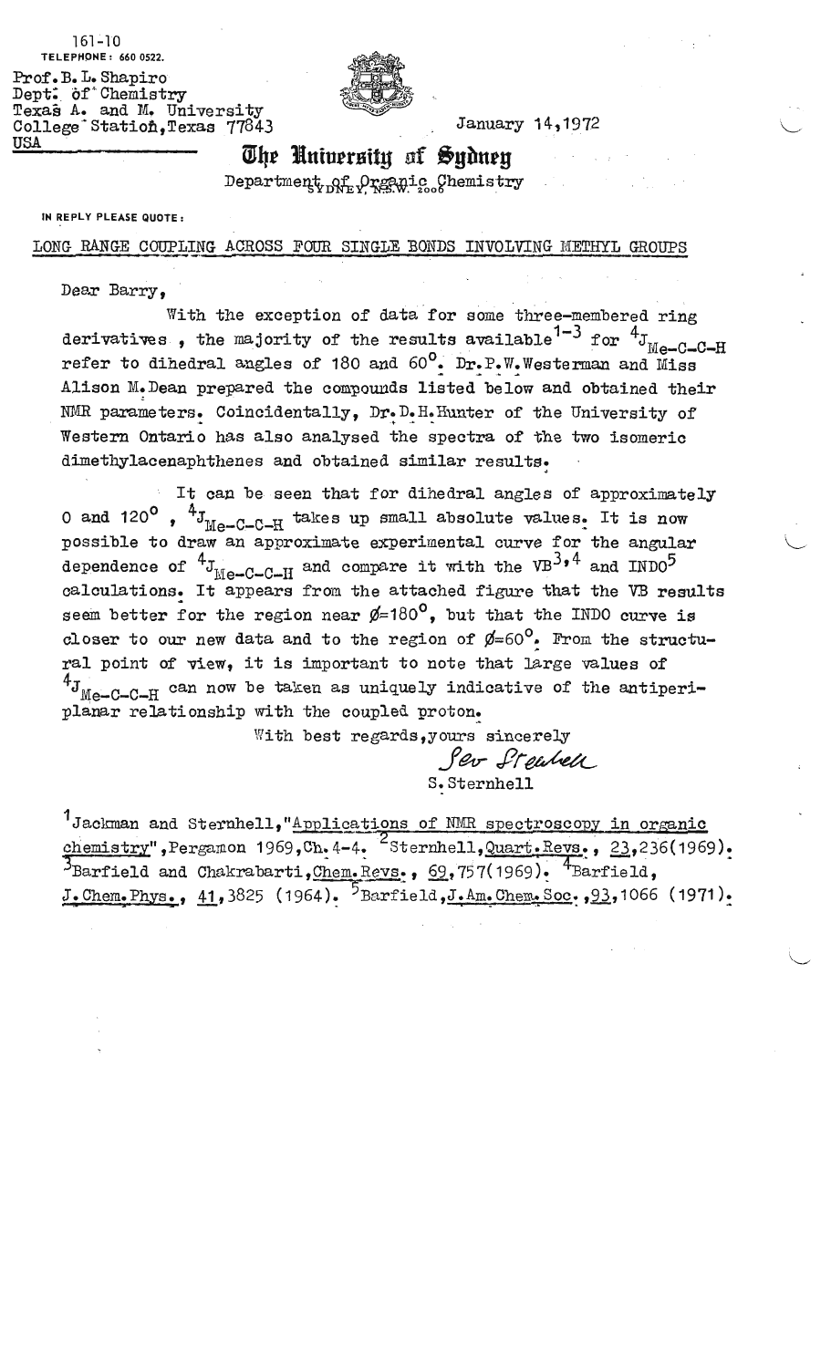161-10

TELEPHONE: 660 0522.

Prof. B. L. Shapiro
Dept. of Chemistry
Texas A. and M. University
College Station, Texas 77843
USA

January 14, 1972

# The University of Sydney

Department of Organic Chemistry
SYDNEY, N.S.W. 2006

IN REPLY PLEASE QUOTE:

LONG RANGE COUPLING ACROSS FOUR SINGLE BONDS INVOLVING METHYL GROUPS

Dear Barry,

With the exception of data for some three-membered ring derivatives, the majority of the results available[1-3] for $^4J_{Me-C-C-H}$ refer to dihedral angles of 180 and 60°. Dr. P. W. Westerman and Miss Alison M. Dean prepared the compounds listed below and obtained their NMR parameters. Coincidentally, Dr. D. H. Hunter of the University of Western Ontario has also analysed the spectra of the two isomeric dimethylacenaphthenes and obtained similar results.

It can be seen that for dihedral angles of approximately 0 and 120°, $^4J_{Me-C-C-H}$ takes up small absolute values. It is now possible to draw an approximate experimental curve for the angular dependence of $^4J_{Me-C-C-H}$ and compare it with the VB[3,4] and INDO[5] calculations. It appears from the attached figure that the VB results seem better for the region near $\phi$=180°, but that the INDO curve is closer to our new data and to the region of $\phi$=60°. From the structural point of view, it is important to note that large values of $^4J_{Me-C-C-H}$ can now be taken as uniquely indicative of the antiperiplanar relationship with the coupled proton.

With best regards, yours sincerely

Sev Sternhell

S. Sternhell

[1] Jackman and Sternhell, "Applications of NMR spectroscopy in organic chemistry", Pergamon 1969, Ch. 4-4. [2] Sternhell, Quart. Revs., 23, 236 (1969). [3] Barfield and Chakrabarti, Chem. Revs., 69, 757 (1969). [4] Barfield, J. Chem. Phys., 41, 3825 (1964). [5] Barfield, J. Am. Chem. Soc., 93, 1066 (1971).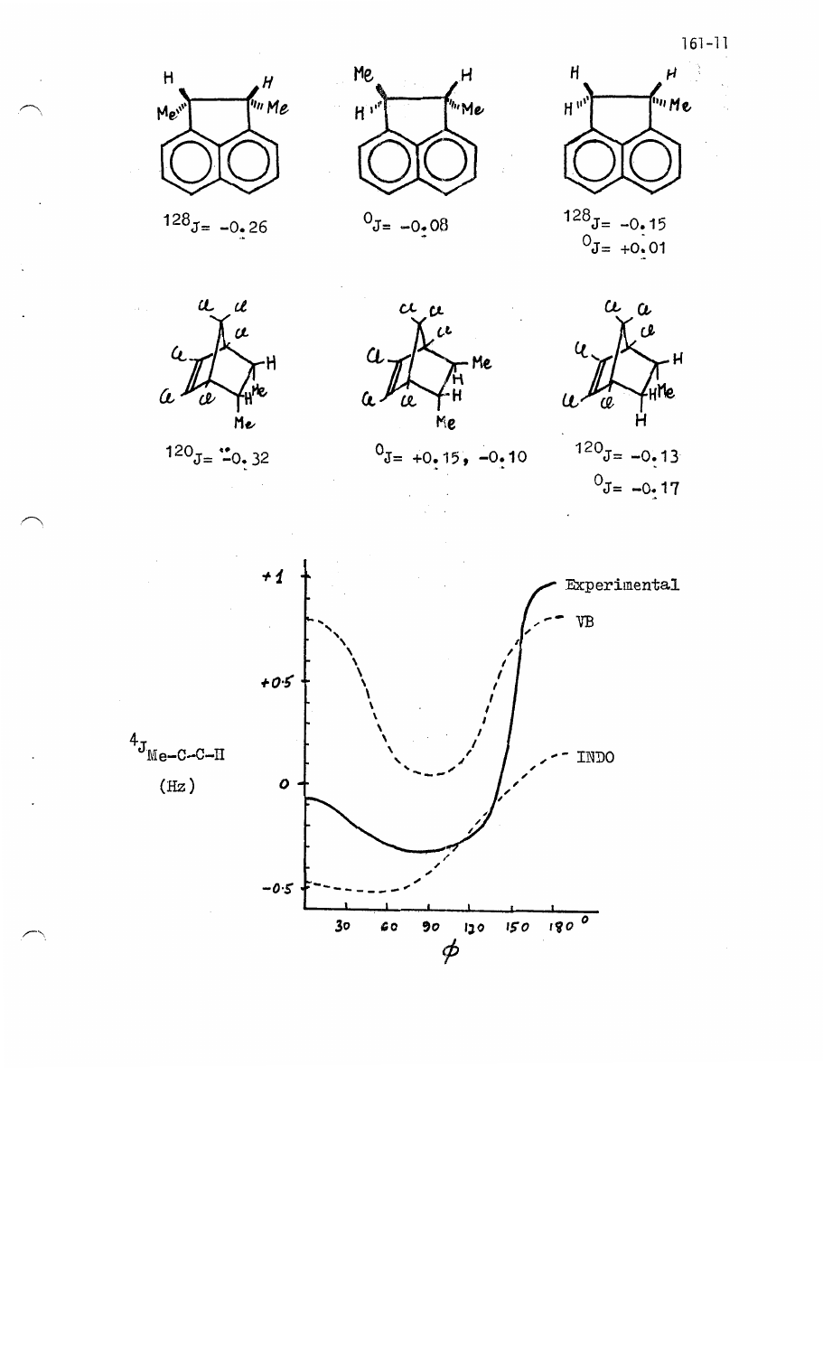$^{128}J = -0.26$

$^{0}J = -0.08$

$^{128}J = -0.15$
$^{0}J = +0.01$

$^{120}J = -0.32$

$^{0}J = +0.15, -0.10$

$^{120}J = -0.13$
$^{0}J = -0.17$

$^{4}J_{Me-C-C-H}$ (Hz)

Experimental

VB

INDO

$\phi$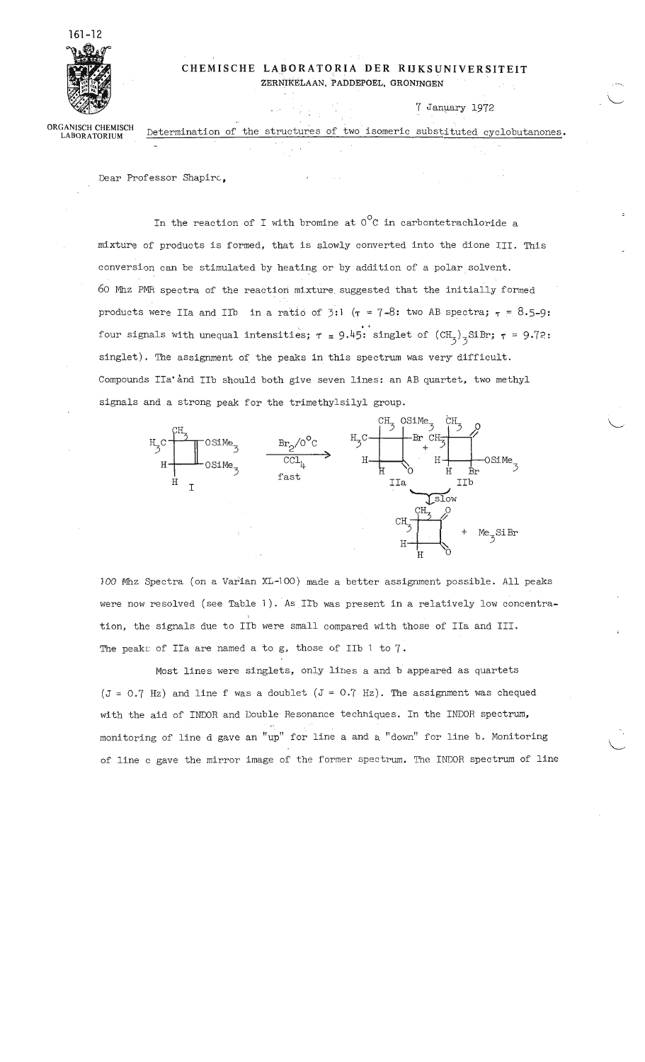161-12

**CHEMISCHE LABORATORIA DER RIJKSUNIVERSITEIT**
ZERNIKELAAN, PADDEPOEL, GRONINGEN

ORGANISCH CHEMISCH LABORATORIUM

7 January 1972

Determination of the structures of two isomeric substituted cyclobutanones.

Dear Professor Shapiro,

In the reaction of I with bromine at $0^{\circ}C$ in carbontetrachloride a mixture of products is formed, that is slowly converted into the dione III. This conversion can be stimulated by heating or by addition of a polar solvent. 60 Mhz PMR spectra of the reaction mixture suggested that the initially formed products were IIa and IIb in a ratio of 3:1 ($\tau$ = 7-8: two AB spectra; $\tau$ = 8.5-9: four signals with unequal intensities; $\tau$ = 9.45: singlet of $(CH_3)_3SiBr$; $\tau$ = 9.72: singlet). The assignment of the peaks in this spectrum was very difficult. Compounds IIa and IIb should both give seven lines: an AB quartet, two methyl signals and a strong peak for the trimethylsilyl group.

I $\xrightarrow[\text{fast}]{Br_2/0^{\circ}C,\ CCl_4}$ IIa + IIb $\xrightarrow{\text{slow}}$ III + $Me_3SiBr$

100 Mhz Spectra (on a Varian XL-100) made a better assignment possible. All peaks were now resolved (see Table 1). As IIb was present in a relatively low concentration, the signals due to IIb were small compared with those of IIa and III. The peaks of IIa are named a to g, those of IIb 1 to 7.

Most lines were singlets, only lines a and b appeared as quartets (J = 0.7 Hz) and line f was a doublet (J = 0.7 Hz). The assignment was chequed with the aid of INDOR and Double Resonance techniques. In the INDOR spectrum, monitoring of line d gave an "up" for line a and a "down" for line b. Monitoring of line c gave the mirror image of the former spectrum. The INDOR spectrum of line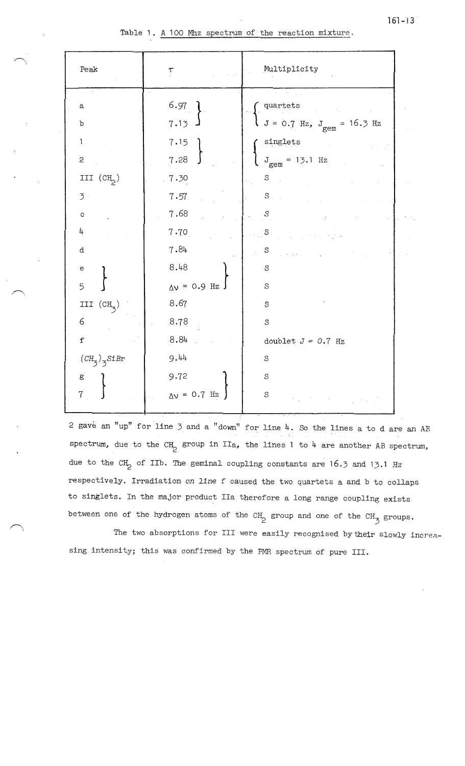Table 1. A 100 Mhz spectrum of the reaction mixture.

| Peak | τ | Multiplicity |
|---|---|---|
| a | 6.97 | quartets |
| b | 7.13 | $J = 0.7$ Hz, $J_{gem} = 16.3$ Hz |
| 1 | 7.15 | singlets |
| 2 | 7.28 | $J_{gem} = 13.1$ Hz |
| III ($CH_2$) | 7.30 | S |
| 3 | 7.57 | S |
| c | 7.68 | S |
| 4 | 7.70 | S |
| d | 7.84 | S |
| e | 8.48 | S |
| 5 | $\Delta\nu = 0.9$ Hz | S |
| III ($CH_3$) | 8.67 | S |
| 6 | 8.78 | S |
| f | 8.84 | doublet $J = 0.7$ Hz |
| $(CH_3)_3SiBr$ | 9.44 | S |
| g | 9.72 | S |
| 7 | $\Delta\nu = 0.7$ Hz | S |

2 gave an "up" for line 3 and a "down" for line 4. So the lines a to d are an AB spectrum, due to the $CH_2$ group in IIa, the lines 1 to 4 are another AB spectrum, due to the $CH_2$ of IIb. The geminal coupling constants are 16.3 and 13.1 Hz respectively. Irradiation on line f caused the two quartets a and b to collaps to singlets. In the major product IIa therefore a long range coupling exists between one of the hydrogen atoms of the $CH_2$ group and one of the $CH_3$ groups.

The two absorptions for III were easily recognised by their slowly increasing intensity; this was confirmed by the PMR spectrum of pure III.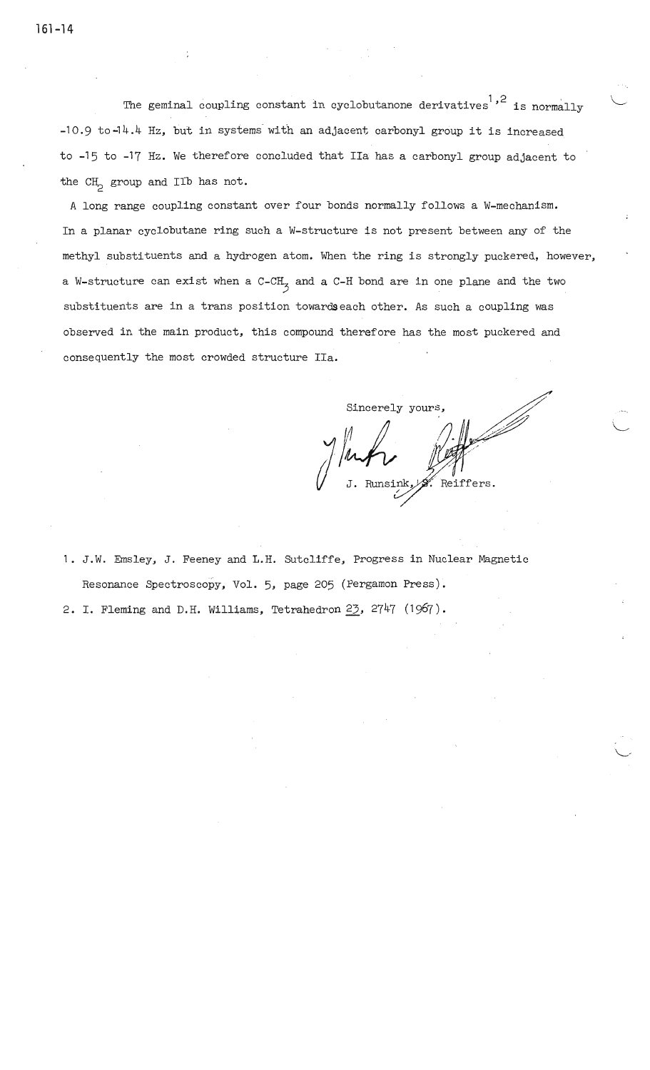The geminal coupling constant in cyclobutanone derivatives[1,2] is normally -10.9 to -14.4 Hz, but in systems with an adjacent carbonyl group it is increased to -15 to -17 Hz. We therefore concluded that IIa has a carbonyl group adjacent to the $CH_2$ group and IIb has not.

A long range coupling constant over four bonds normally follows a W-mechanism. In a planar cyclobutane ring such a W-structure is not present between any of the methyl substituents and a hydrogen atom. When the ring is strongly puckered, however, a W-structure can exist when a C-$CH_3$ and a C-H bond are in one plane and the two substituents are in a trans position towards each other. As such a coupling was observed in the main product, this compound therefore has the most puckered and consequently the most crowded structure IIa.

Sincerely yours,

J. Runsink, J. Reiffers.

1. J.W. Emsley, J. Feeney and L.H. Sutcliffe, Progress in Nuclear Magnetic Resonance Spectroscopy, Vol. 5, page 205 (Pergamon Press).
2. I. Fleming and D.H. Williams, Tetrahedron 23, 2747 (1967).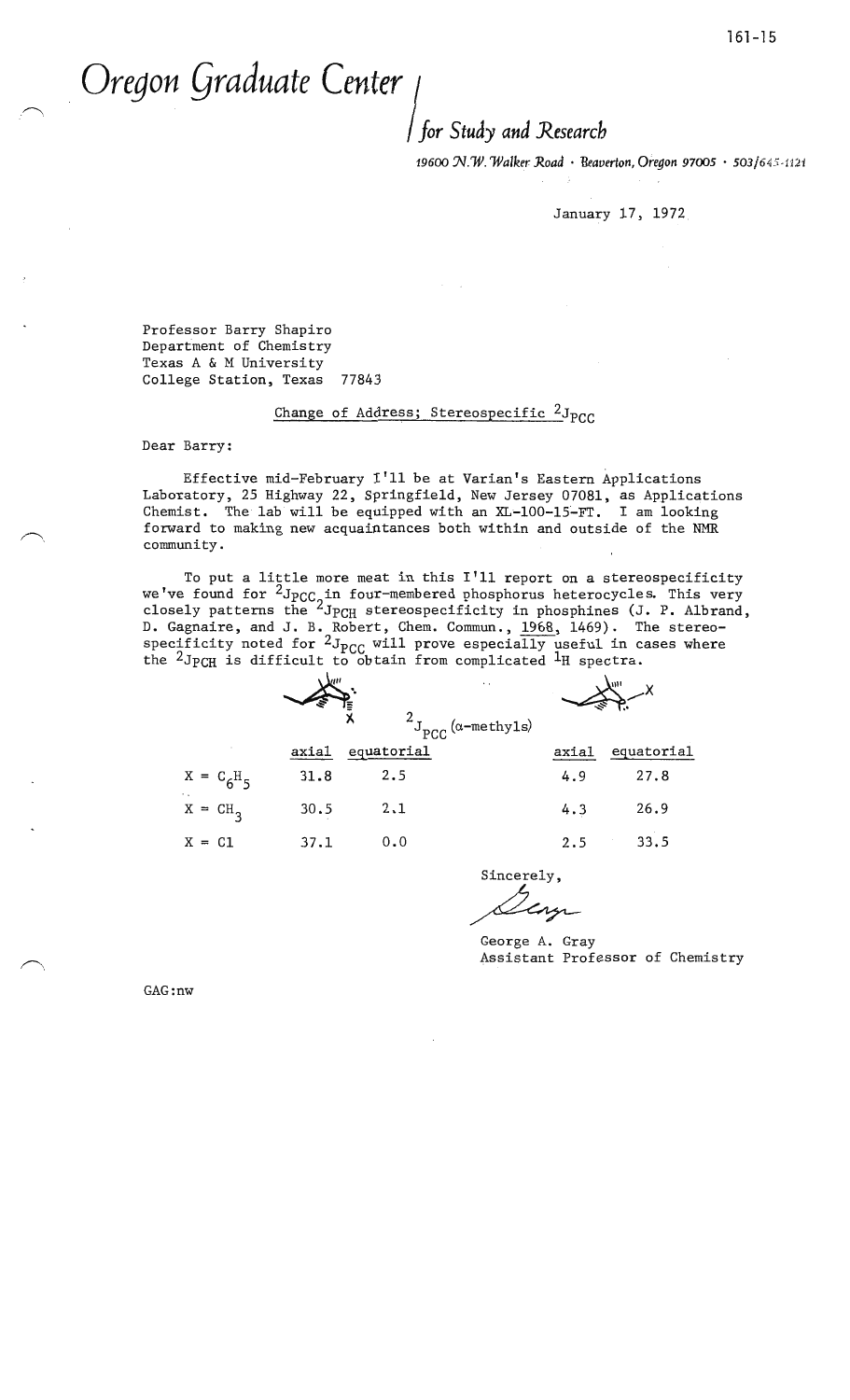# *Oregon Graduate Center*

## *for Study and Research*

*19600 N.W. Walker Road · Beaverton, Oregon 97005 · 503/645-1121*

January 17, 1972

Professor Barry Shapiro
Department of Chemistry
Texas A & M University
College Station, Texas 77843

<u>Change of Address; Stereospecific $^{2}J_{PCC}$</u>

Dear Barry:

Effective mid-February I'll be at Varian's Eastern Applications Laboratory, 25 Highway 22, Springfield, New Jersey 07081, as Applications Chemist. The lab will be equipped with an XL-100-15-FT. I am looking forward to making new acquaintances both within and outside of the NMR community.

To put a little more meat in this I'll report on a stereospecificity we've found for $^{2}J_{PCC}$ in four-membered phosphorus heterocycles. This very closely patterns the $^{2}J_{PCH}$ stereospecificity in phosphines (J. P. Albrand, D. Gagnaire, and J. B. Robert, Chem. Commun., <u>1968</u>, 1469). The stereospecificity noted for $^{2}J_{PCC}$ will prove especially useful in cases where the $^{2}J_{PCH}$ is difficult to obtain from complicated $^{1}H$ spectra.

$^{2}J_{PCC}$ (α-methyls)

| | axial | equatorial | axial | equatorial |
|---|---|---|---|---|
| $X = C_6H_5$ | 31.8 | 2.5 | 4.9 | 27.8 |
| $X = CH_3$ | 30.5 | 2.1 | 4.3 | 26.9 |
| $X = Cl$ | 37.1 | 0.0 | 2.5 | 33.5 |

Sincerely,

George A. Gray
Assistant Professor of Chemistry

GAG:nw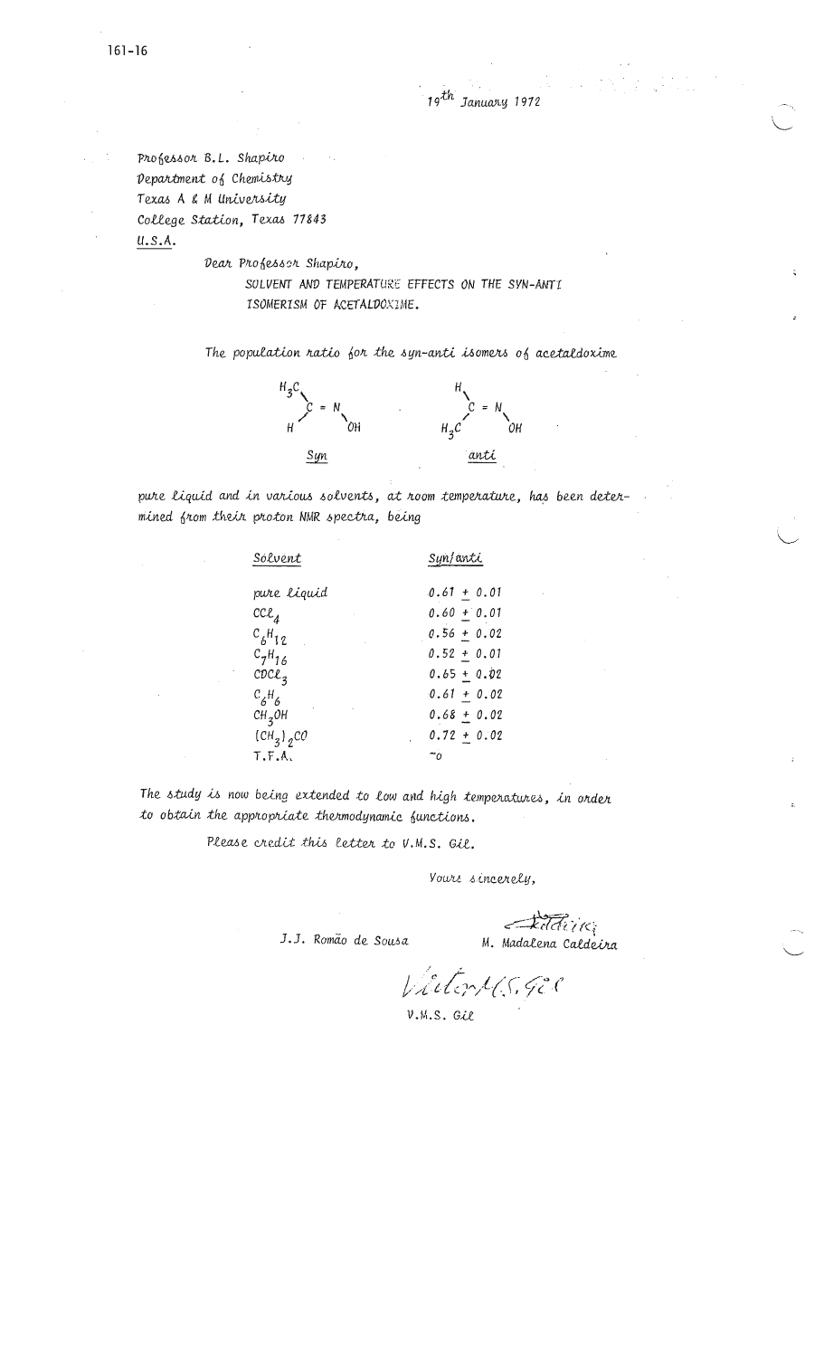161-16

19th January 1972

Professor B.L. Shapiro
Department of Chemistry
Texas A & M University
College Station, Texas 77843
U.S.A.

Dear Professor Shapiro,

SOLVENT AND TEMPERATURE EFFECTS ON THE SYN-ANTI ISOMERISM OF ACETALDOXIME.

The population ratio for the syn-anti isomers of acetaldoxime

```
H3C                    H
   \                    \
    C = N                C = N
   /     \              /     \
  H       OH         H3C       OH

   Syn                  anti
```

pure liquid and in various solvents, at room temperature, has been determined from their proton NMR spectra, being

| Solvent | Syn/anti |
|---|---|
| pure liquid | $0.61 \pm 0.01$ |
| $CCl_4$ | $0.60 \pm 0.01$ |
| $C_6H_{12}$ | $0.56 \pm 0.02$ |
| $C_7H_{16}$ | $0.52 \pm 0.01$ |
| $CDCl_3$ | $0.65 \pm 0.02$ |
| $C_6H_6$ | $0.61 \pm 0.02$ |
| $CH_3OH$ | $0.68 \pm 0.02$ |
| $(CH_3)_2CO$ | $0.72 \pm 0.02$ |
| T.F.A. | $\sim 0$ |

The study is now being extended to low and high temperatures, in order to obtain the appropriate thermodynamic functions.

Please credit this letter to V.M.S. Gil.

Yours sincerely,

J.J. Romão de Sousa

M. Madalena Caldeira

V.M.S. Gil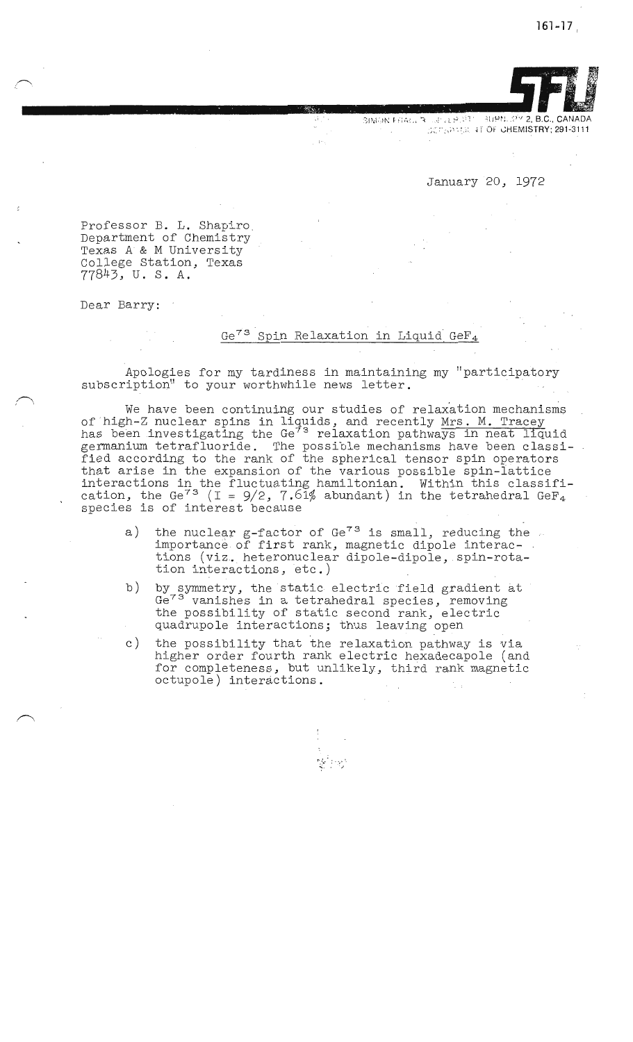SIMON FRASER UNIVERSITY BURNABY 2, B.C., CANADA
DEPARTMENT OF CHEMISTRY; 291-3111

January 20, 1972

Professor B. L. Shapiro
Department of Chemistry
Texas A & M University
College Station, Texas
77843, U. S. A.

Dear Barry:

## $Ge^{73}$ Spin Relaxation in Liquid $GeF_4$

Apologies for my tardiness in maintaining my "participatory subscription" to your worthwhile news letter.

We have been continuing our studies of relaxation mechanisms of high-Z nuclear spins in liquids, and recently Mrs. M. Tracey has been investigating the $Ge^{73}$ relaxation pathways in neat liquid germanium tetrafluoride. The possible mechanisms have been classified according to the rank of the spherical tensor spin operators that arise in the expansion of the various possible spin-lattice interactions in the fluctuating hamiltonian. Within this classification, the $Ge^{73}$ ($I = 9/2$, 7.61% abundant) in the tetrahedral $GeF_4$ species is of interest because

a) the nuclear g-factor of $Ge^{73}$ is small, reducing the importance of first rank, magnetic dipole interactions (viz. heteronuclear dipole-dipole, spin-rotation interactions, etc.)

b) by symmetry, the static electric field gradient at $Ge^{73}$ vanishes in a tetrahedral species, removing the possibility of static second rank, electric quadrupole interactions; thus leaving open

c) the possibility that the relaxation pathway is via higher order fourth rank electric hexadecapole (and for completeness, but unlikely, third rank magnetic octupole) interactions.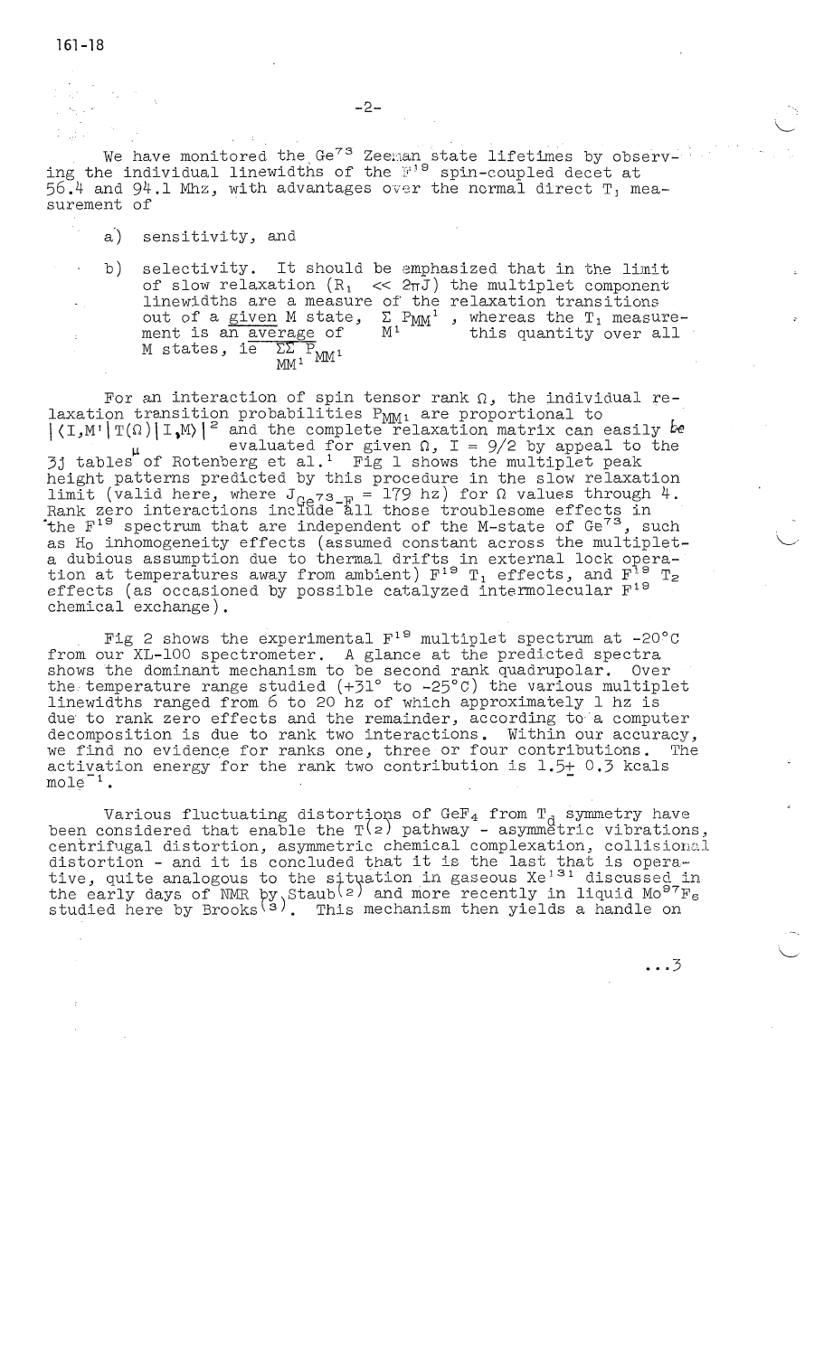We have monitored the $Ge^{73}$ Zeeman state lifetimes by observing the individual linewidths of the $F^{19}$ spin-coupled decet at 56.4 and 94.1 Mhz, with advantages over the normal direct $T_1$ measurement of

a) sensitivity, and

b) selectivity. It should be emphasized that in the limit of slow relaxation ($R_1 \ll 2\pi J$) the multiplet component linewidths are a measure of the relaxation transitions out of a <u>given</u> M state, $\sum_{M'} P_{MM'}$, whereas the $T_1$ measurement is an <u>average</u> of this quantity over all M states, ie $\overline{\sum\sum_{MM'} P_{MM'}}$

For an interaction of spin tensor rank $\Omega$, the individual relaxation transition probabilities $P_{MM'}$ are proportional to $|\langle I,M'|T_\mu(\Omega)|I,M\rangle|^2$ and the complete relaxation matrix can easily be evaluated for given $\Omega$, $I = 9/2$ by appeal to the 3j tables of Rotenberg et al.[1] Fig 1 shows the multiplet peak height patterns predicted by this procedure in the slow relaxation limit (valid here, where $J_{Ge^{73}-F} = 179$ hz) for $\Omega$ values through 4. Rank zero interactions include all those troublesome effects in the $F^{19}$ spectrum that are independent of the M-state of $Ge^{73}$, such as $H_0$ inhomogeneity effects (assumed constant across the multiplet-a dubious assumption due to thermal drifts in external lock operation at temperatures away from ambient) $F^{19}$ $T_1$ effects, and $F^{19}$ $T_2$ effects (as occasioned by possible catalyzed intermolecular $F^{19}$ chemical exchange).

Fig 2 shows the experimental $F^{19}$ multiplet spectrum at -20°C from our XL-100 spectrometer. A glance at the predicted spectra shows the dominant mechanism to be second rank quadrupolar. Over the temperature range studied (+31° to -25°C) the various multiplet linewidths ranged from 6 to 20 hz of which approximately 1 hz is due to rank zero effects and the remainder, according to a computer decomposition is due to rank two interactions. Within our accuracy, we find no evidence for ranks one, three or four contributions. The activation energy for the rank two contribution is 1.5± 0.3 kcals $mole^{-1}$.

Various fluctuating distortions of $GeF_4$ from $T_d$ symmetry have been considered that enable the $T^{(2)}$ pathway - asymmetric vibrations, centrifugal distortion, asymmetric chemical complexation, collisional distortion - and it is concluded that it is the last that is operative, quite analogous to the situation in gaseous $Xe^{131}$ discussed in the early days of NMR by Staub[2] and more recently in liquid $Mo^{97}F_6$ studied here by Brooks[3]. This mechanism then yields a handle on

...3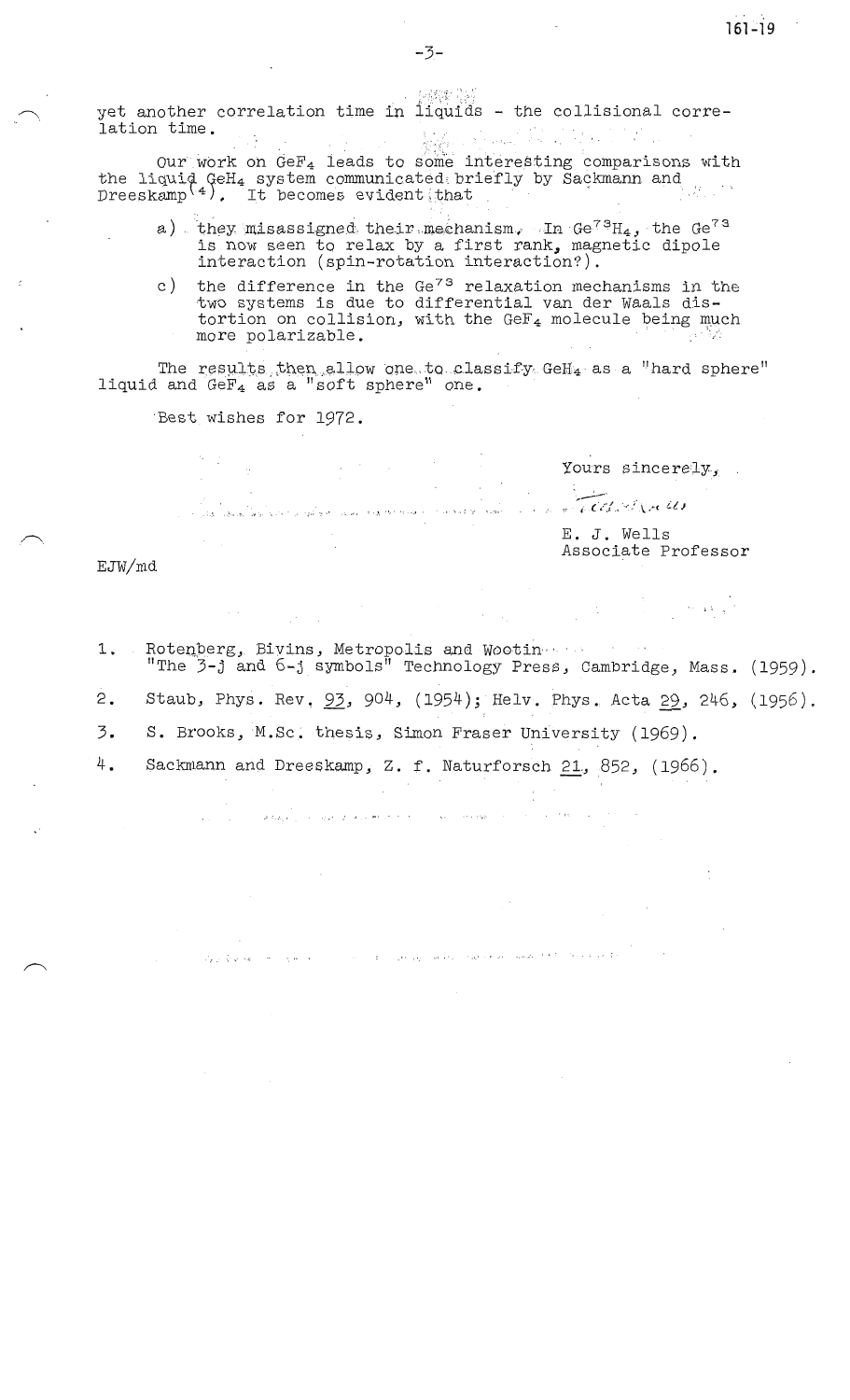yet another correlation time in liquids - the collisional correlation time.

Our work on $GeF_4$ leads to some interesting comparisons with the liquid $GeH_4$ system communicated briefly by Sackmann and Dreeskamp[4]. It becomes evident that

a) they misassigned their mechanism. In $Ge^{73}H_4$, the $Ge^{73}$ is now seen to relax by a first rank, magnetic dipole interaction (spin-rotation interaction?).

c) the difference in the $Ge^{73}$ relaxation mechanisms in the two systems is due to differential van der Waals distortion on collision, with the $GeF_4$ molecule being much more polarizable.

The results then allow one to classify $GeH_4$ as a "hard sphere" liquid and $GeF_4$ as a "soft sphere" one.

Best wishes for 1972.

Yours sincerely,

E. J. Wells
Associate Professor

EJW/md

1. Rotenberg, Bivins, Metropolis and Wootin "The 3-j and 6-j symbols" Technology Press, Cambridge, Mass. (1959).
2. Staub, Phys. Rev. 93, 904, (1954); Helv. Phys. Acta 29, 246, (1956).
3. S. Brooks, M.Sc. thesis, Simon Fraser University (1969).
4. Sackmann and Dreeskamp, Z. f. Naturforsch 21, 852, (1966).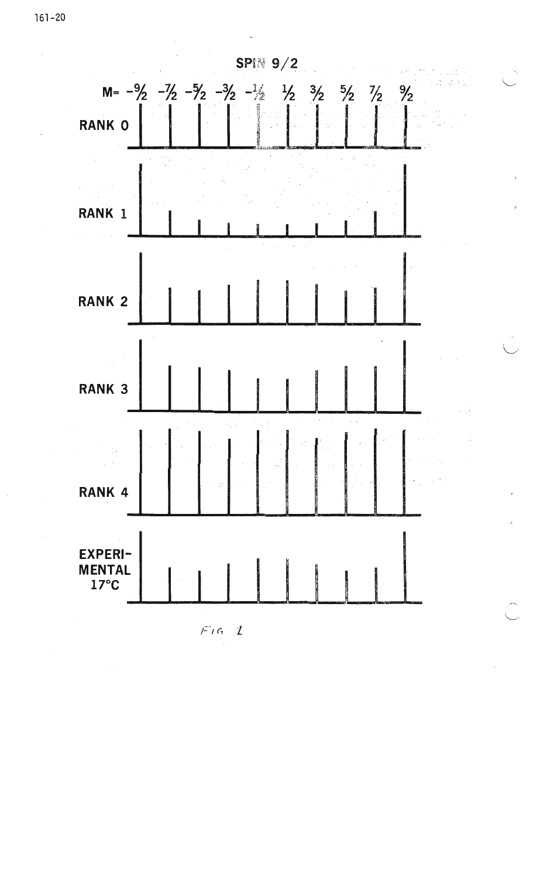SPIN 9/2

M= $-\frac{9}{2}$ $-\frac{7}{2}$ $-\frac{5}{2}$ $-\frac{3}{2}$ $-\frac{1}{2}$ $\frac{1}{2}$ $\frac{3}{2}$ $\frac{5}{2}$ $\frac{7}{2}$ $\frac{9}{2}$

RANK 0

RANK 1

RANK 2

RANK 3

RANK 4

EXPERIMENTAL 17°C

FIG 1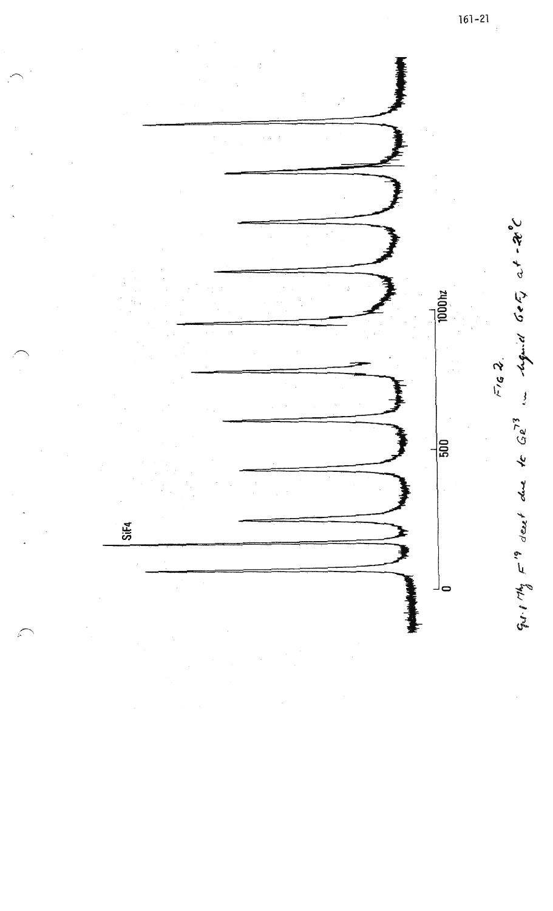SiF4

0 500 1000hz

FIG 2.

9.1 Mhz $F^{19}$ decet due to $Ge^{73}$ in liquid $GeF_4$ at -20°C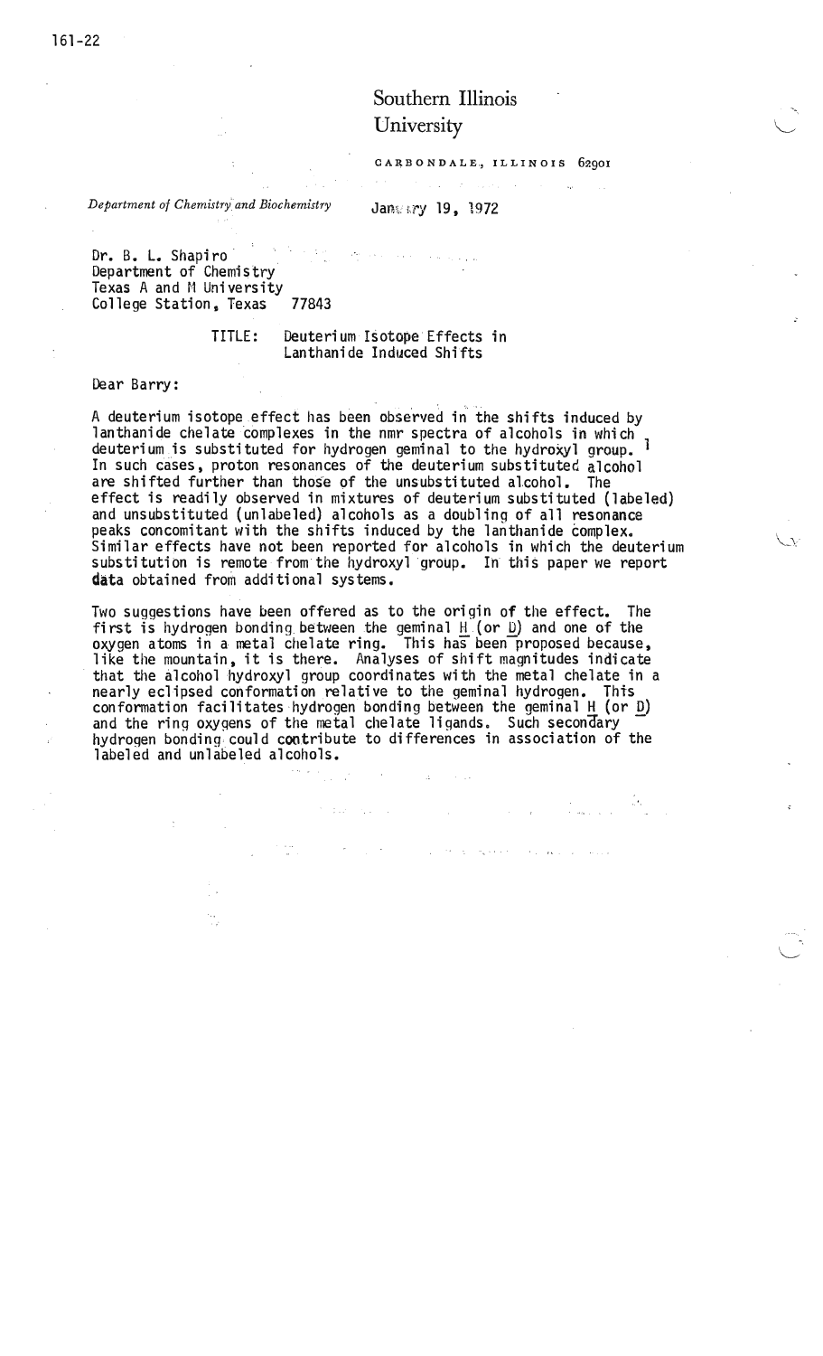161-22

Southern Illinois
University

CARBONDALE, ILLINOIS 62901

*Department of Chemistry and Biochemistry*

January 19, 1972

Dr. B. L. Shapiro
Department of Chemistry
Texas A and M University
College Station, Texas 77843

TITLE: Deuterium Isotope Effects in Lanthanide Induced Shifts

Dear Barry:

A deuterium isotope effect has been observed in the shifts induced by lanthanide chelate complexes in the nmr spectra of alcohols in which deuterium is substituted for hydrogen geminal to the hydroxyl group.[1] In such cases, proton resonances of the deuterium substituted alcohol are shifted further than those of the unsubstituted alcohol. The effect is readily observed in mixtures of deuterium substituted (labeled) and unsubstituted (unlabeled) alcohols as a doubling of all resonance peaks concomitant with the shifts induced by the lanthanide complex. Similar effects have not been reported for alcohols in which the deuterium substitution is remote from the hydroxyl group. In this paper we report data obtained from additional systems.

Two suggestions have been offered as to the origin of the effect. The first is hydrogen bonding between the geminal H (or D) and one of the oxygen atoms in a metal chelate ring. This has been proposed because, like the mountain, it is there. Analyses of shift magnitudes indicate that the alcohol hydroxyl group coordinates with the metal chelate in a nearly eclipsed conformation relative to the geminal hydrogen. This conformation facilitates hydrogen bonding between the geminal H (or D) and the ring oxygens of the metal chelate ligands. Such secondary hydrogen bonding could contribute to differences in association of the labeled and unlabeled alcohols.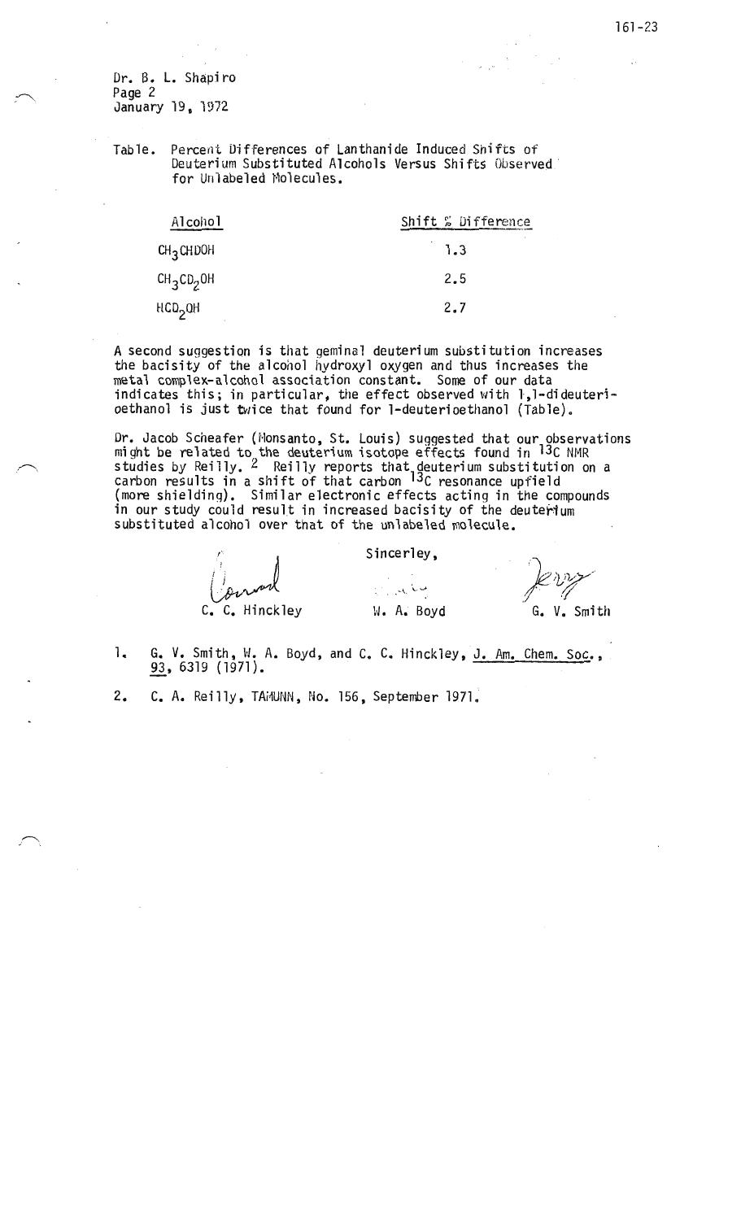Dr. B. L. Shapiro
Page 2
January 19, 1972

Table. Percent Differences of Lanthanide Induced Shifts of Deuterium Substituted Alcohols Versus Shifts Observed for Unlabeled Molecules.

| Alcohol | Shift % Difference |
| --- | --- |
| $CH_3CHDOH$ | 1.3 |
| $CH_3CD_2OH$ | 2.5 |
| $HCD_2OH$ | 2.7 |

A second suggestion is that geminal deuterium substitution increases the bacisity of the alcohol hydroxyl oxygen and thus increases the metal complex-alcohol association constant. Some of our data indicates this; in particular, the effect observed with 1,1-dideuterioethanol is just twice that found for 1-deuterioethanol (Table).

Dr. Jacob Scheafer (Monsanto, St. Louis) suggested that our observations might be related to the deuterium isotope effects found in $^{13}C$ NMR studies by Reilly.[2] Reilly reports that deuterium substitution on a carbon results in a shift of that carbon $^{13}C$ resonance upfield (more shielding). Similar electronic effects acting in the compounds in our study could result in increased bacisity of the deuterium substituted alcohol over that of the unlabeled molecule.

Sincerley,

C. C. Hinckley W. A. Boyd G. V. Smith

1. G. V. Smith, W. A. Boyd, and C. C. Hinckley, J. Am. Chem. Soc., 93, 6319 (1971).
2. C. A. Reilly, TAMUNN, No. 156, September 1971.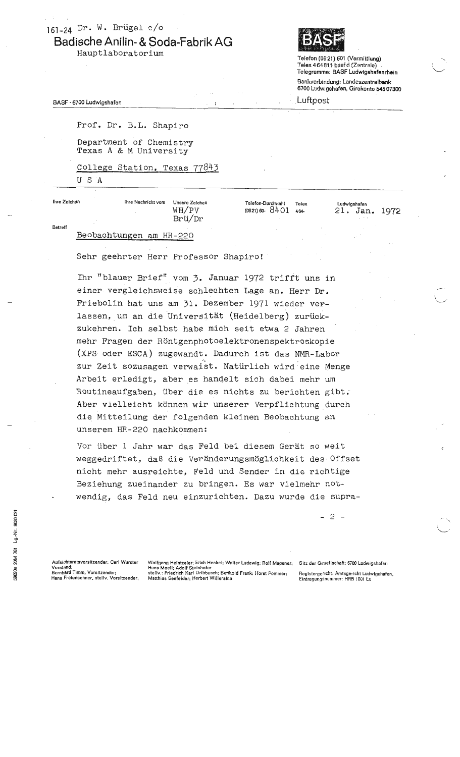161-24 Dr. W. Brügel c/o

**Badische Anilin- & Soda-Fabrik AG**

Hauptlaboratorium

BASF

Telefon (0621) 601 (Vermittlung)
Telex 464811 basf d (Zentrale)
Telegramme: BASF Ludwigshafenrhein

Bankverbindung: Landeszentralbank
6700 Ludwigshafen, Girokonto 54507300

BASF · 6700 Ludwigshafen

Luftpost

Prof. Dr. B.L. Shapiro

Department of Chemistry
Texas A & M University

College Station, Texas 77843

U S A

| Ihre Zeichen | Ihre Nachricht vom | Unsere Zeichen | Telefon-Durchwahl | Telex | Ludwigshafen |
|---|---|---|---|---|---|
| | | WH/PV Brü/Dr | (0621) 60- 8401 | 464- | 21. Jan. 1972 |

Betreff

Beobachtungen am HR-220

Sehr geehrter Herr Professor Shapiro!

Ihr "blauer Brief" vom 3. Januar 1972 trifft uns in einer vergleichsweise schlechten Lage an. Herr Dr. Friebolin hat uns am 31. Dezember 1971 wieder verlassen, um an die Universität (Heidelberg) zurückzukehren. Ich selbst habe mich seit etwa 2 Jahren mehr Fragen der Röntgenphotoelektronenspektroskopie (XPS oder ESCA) zugewandt. Dadurch ist das NMR-Labor zur Zeit sozusagen verwaist. Natürlich wird eine Menge Arbeit erledigt, aber es handelt sich dabei mehr um Routineaufgaben, über die es nichts zu berichten gibt. Aber vielleicht können wir unserer Verpflichtung durch die Mitteilung der folgenden kleinen Beobachtung an unserem HR-220 nachkommen:

Vor über 1 Jahr war das Feld bei diesem Gerät so weit weggedriftet, daß die Veränderungsmöglichkeit des Offset nicht mehr ausreichte, Feld und Sender in die richtige Beziehung zueinander zu bringen. Es war vielmehr notwendig, das Feld neu einzurichten. Dazu wurde die supra-

\- 2 -

Aufsichtsratsvorsitzender: Carl Wurster
Vorstand:
Bernhard Timm, Vorsitzender;
Hans Freiensehner, stellv. Vorsitzender;

Wolfgang Heintzeler; Erich Henkel; Walter Ludewig; Rolf Magener; Hans Moell; Adolf Steinhofer
stellv.: Friedrich Karl Dribbusch; Berthold Frank; Horst Pommer; Matthias Seefelder; Herbert Willersinn

Sitz der Gesellschaft: 6700 Ludwigshafen
Registergericht: Amtsgericht Ludwigshafen, Eintragungsnummer: HRB 1001 Lu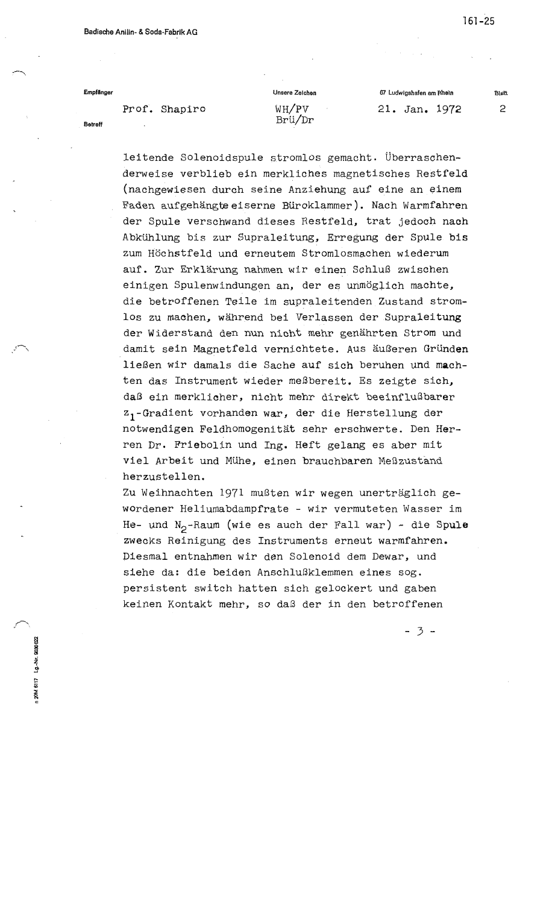Empfänger: Prof. Shapiro

Unsere Zeichen: WH/PV Brü/Dr

67 Ludwigshafen am Rhein, 21. Jan. 1972

Blatt 2

leitende Solenoidspule stromlos gemacht. Überraschenderweise verblieb ein merkliches magnetisches Restfeld (nachgewiesen durch seine Anziehung auf eine an einem Faden aufgehängte eiserne Büroklammer). Nach Warmfahren der Spule verschwand dieses Restfeld, trat jedoch nach Abkühlung bis zur Supraleitung, Erregung der Spule bis zum Höchstfeld und erneutem Stromlosmachen wiederum auf. Zur Erklärung nahmen wir einen Schluß zwischen einigen Spulenwindungen an, der es unmöglich machte, die betroffenen Teile im supraleitenden Zustand stromlos zu machen, während bei Verlassen der Supraleitung der Widerstand den nun nicht mehr genährten Strom und damit sein Magnetfeld vernichtete. Aus äußeren Gründen ließen wir damals die Sache auf sich beruhen und machten das Instrument wieder meßbereit. Es zeigte sich, daß ein merklicher, nicht mehr direkt beeinflußbarer $z_1$-Gradient vorhanden war, der die Herstellung der notwendigen Feldhomogenität sehr erschwerte. Den Herren Dr. Friebolin und Ing. Heft gelang es aber mit viel Arbeit und Mühe, einen brauchbaren Meßzustand herzustellen.

Zu Weihnachten 1971 mußten wir wegen unerträglich gewordener Heliumabdampfrate - wir vermuteten Wasser im He- und $N_2$-Raum (wie es auch der Fall war) - die Spule zwecks Reinigung des Instruments erneut warmfahren. Diesmal entnahmen wir den Solenoid dem Dewar, und siehe da: die beiden Anschlußklemmen eines sog. persistent switch hatten sich gelockert und gaben keinen Kontakt mehr, so daß der in den betroffenen

- 3 -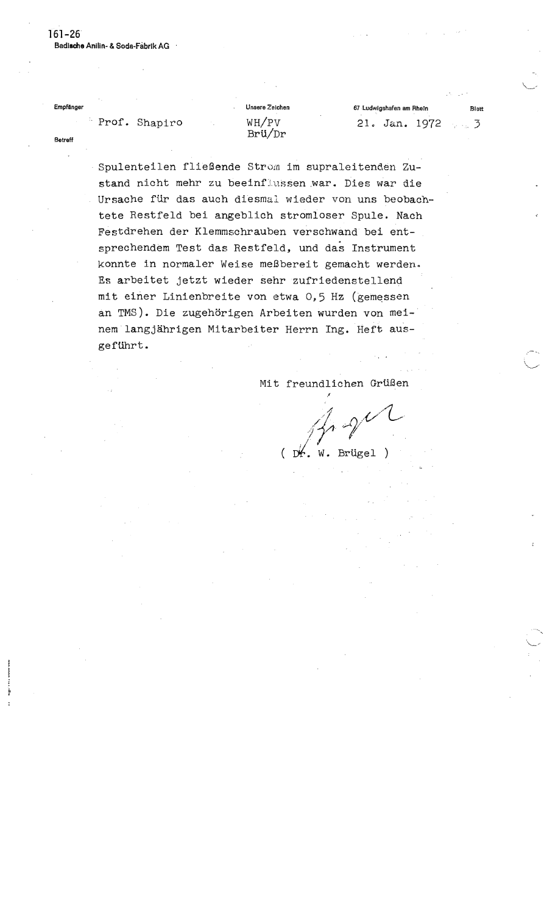161-26
Badische Anilin- & Soda-Fabrik AG

Empfänger: Prof. Shapiro

Unsere Zeichen: WH/PV Brü/Dr

67 Ludwigshafen am Rhein: 21. Jan. 1972

Blatt: 3

Betreff

Spulenteilen fließende Strom im supraleitenden Zustand nicht mehr zu beeinflussen war. Dies war die Ursache für das auch diesmal wieder von uns beobachtete Restfeld bei angeblich stromloser Spule. Nach Festdrehen der Klemmschrauben verschwand bei entsprechendem Test das Restfeld, und das Instrument konnte in normaler Weise meßbereit gemacht werden. Es arbeitet jetzt wieder sehr zufriedenstellend mit einer Linienbreite von etwa 0,5 Hz (gemessen an TMS). Die zugehörigen Arbeiten wurden von meinem langjährigen Mitarbeiter Herrn Ing. Heft ausgeführt.

Mit freundlichen Grüßen

( Dr. W. Brügel )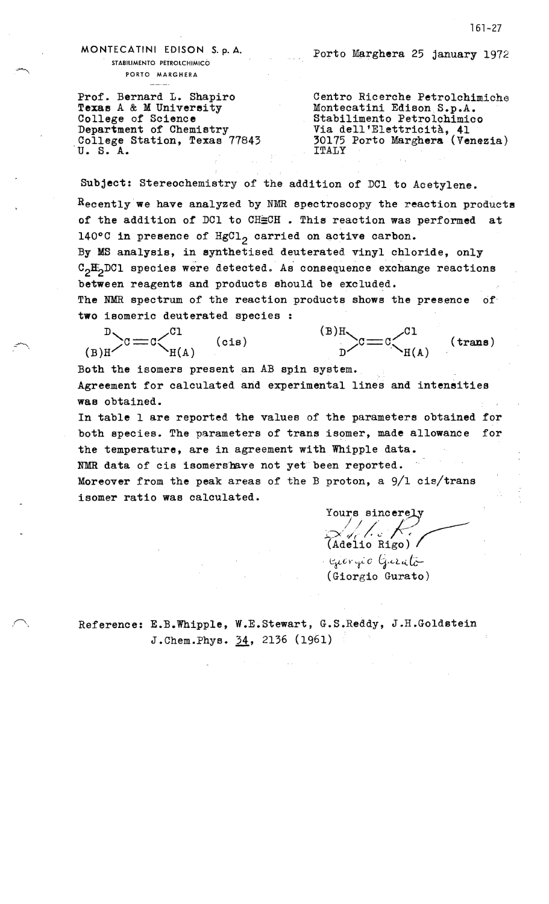MONTECATINI EDISON S. p. A.
STABILIMENTO PETROLCHIMICO
PORTO MARGHERA

Porto Marghera 25 january 1972

Prof. Bernard L. Shapiro
Texas A & M University
College of Science
Department of Chemistry
College Station, Texas 77843
U. S. A.

Centro Ricerche Petrolchimiche
Montecatini Edison S.p.A.
Stabilimento Petrolchimico
Via dell'Elettricità, 41
30175 Porto Marghera (Venezia)
ITALY

**Subject:** Stereochemistry of the addition of DCl to Acetylene.

Recently we have analyzed by NMR spectroscopy the reaction products of the addition of DCl to CH≡CH . This reaction was performed at 140°C in presence of $HgCl_2$ carried on active carbon.
By MS analysis, in synthetised deuterated vinyl chloride, only $C_2H_2DCl$ species were detected. As consequence exchange reactions between reagents and products should be excluded.
The NMR spectrum of the reaction products shows the presence of two isomeric deuterated species :

D(B)H>C=C<Cl H(A) (cis)    (B)H D>C=C<Cl H(A) (trans)

Both the isomers present an AB spin system.
Agreement for calculated and experimental lines and intensities was obtained.
In table 1 are reported the values of the parameters obtained for both species. The parameters of trans isomer, made allowance for the temperature, are in agreement with Whipple data.
NMR data of cis isomers have not yet been reported.
Moreover from the peak areas of the B proton, a 9/1 cis/trans isomer ratio was calculated.

Yours sincerely
(Adelio Rigo)
(Giorgio Gurato)

Reference: E.B.Whipple, W.E.Stewart, G.S.Reddy, J.H.Goldstein J.Chem.Phys. 34, 2136 (1961)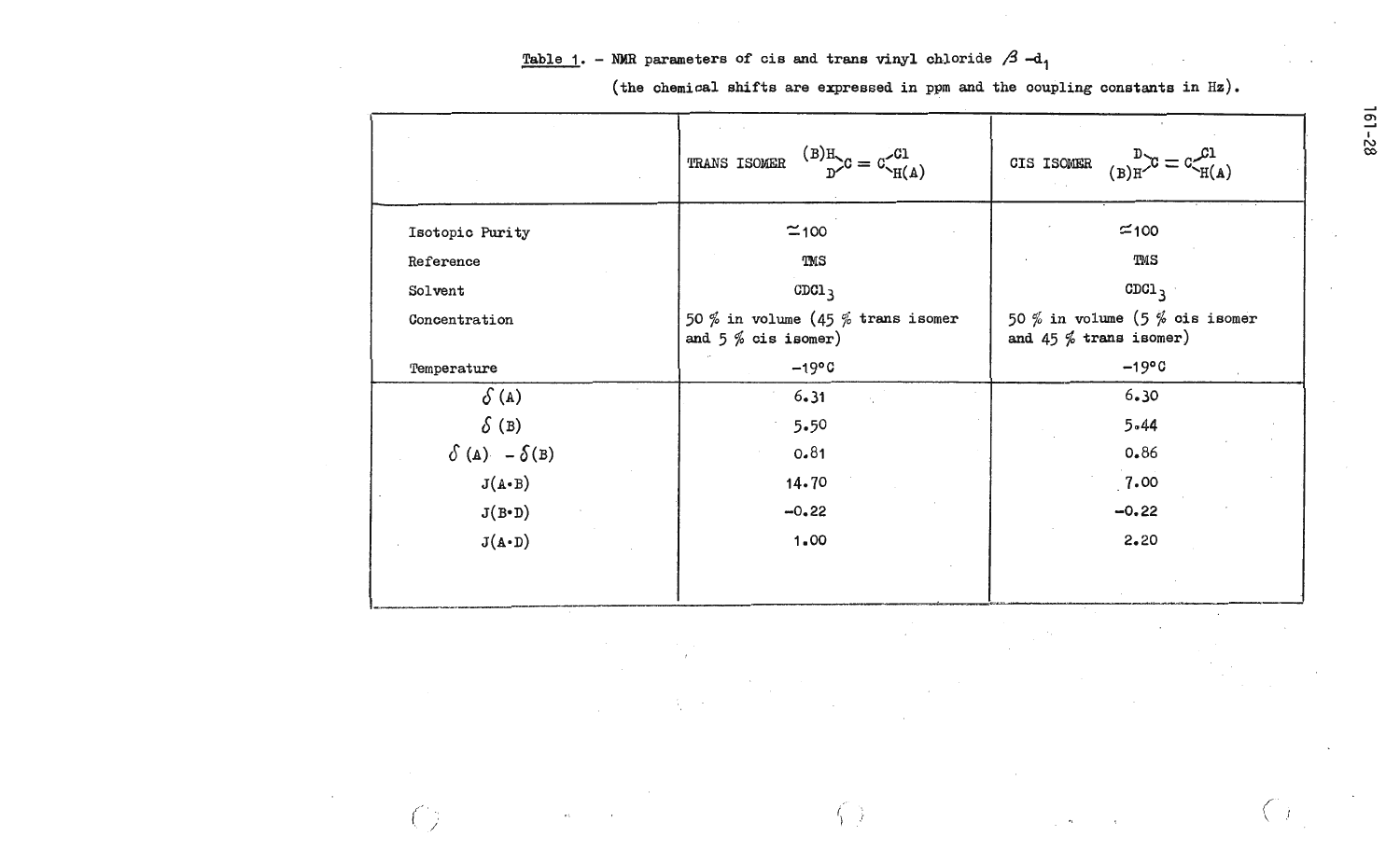Table 1. – NMR parameters of cis and trans vinyl chloride $\beta$ -$d_1$

(the chemical shifts are expressed in ppm and the coupling constants in Hz).

| | TRANS ISOMER $(B)H(D)C=C(Cl)H(A)$ | CIS ISOMER $D(B)HC=C(Cl)H(A)$ |
|---|---|---|
| Isotopic Purity | $\simeq 100$ | $\simeq 100$ |
| Reference | TMS | TMS |
| Solvent | $CDCl_3$ | $CDCl_3$ |
| Concentration | 50 % in volume (45 % trans isomer and 5 % cis isomer) | 50 % in volume (5 % cis isomer and 45 % trans isomer) |
| Temperature | −19°C | −19°C |
| $\delta$ (A) | 6.31 | 6.30 |
| $\delta$ (B) | 5.50 | 5.44 |
| $\delta$ (A) − $\delta$ (B) | 0.81 | 0.86 |
| J(A·B) | 14.70 | 7.00 |
| J(B·D) | −0.22 | −0.22 |
| J(A·D) | 1.00 | 2.20 |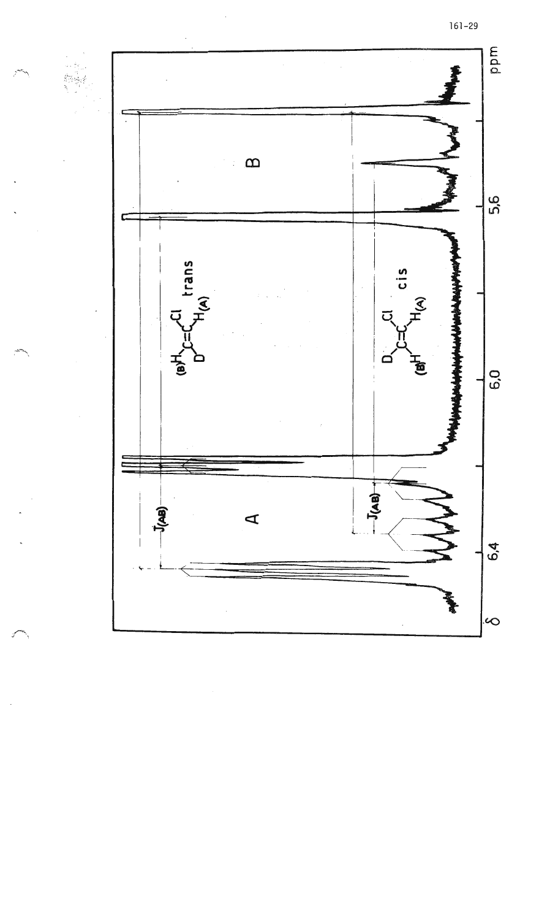161-29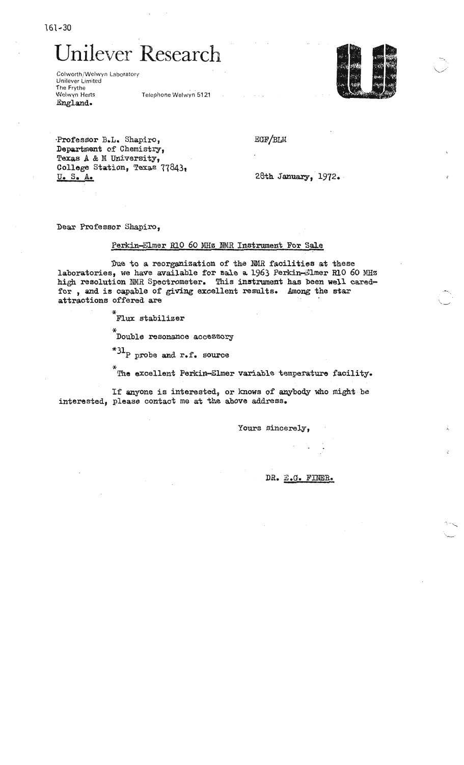161-30

# Unilever Research

Colworth/Welwyn Laboratory
Unilever Limited
The Frythe
Welwyn Herts
England.

Telephone Welwyn 5121

Professor B.L. Shapiro,
Department of Chemistry,
Texas A & M University,
College Station, Texas 77843,
U. S. A.

EGF/BLM

28th January, 1972.

Dear Professor Shapiro,

Perkin-Elmer R10 60 MHz NMR Instrument For Sale

Due to a reorganization of the NMR facilities at these laboratories, we have available for sale a 1963 Perkin-Elmer R10 60 MHz high resolution NMR Spectrometer. This instrument has been well cared-for , and is capable of giving excellent results. Among the star attractions offered are

*Flux stabilizer

*Double resonance accessory

*$^{31}P$ probe and r.f. source

*The excellent Perkin-Elmer variable temperature facility.

If anyone is interested, or knows of anybody who might be interested, please contact me at the above address.

Yours sincerely,

DR. E.G. FINER.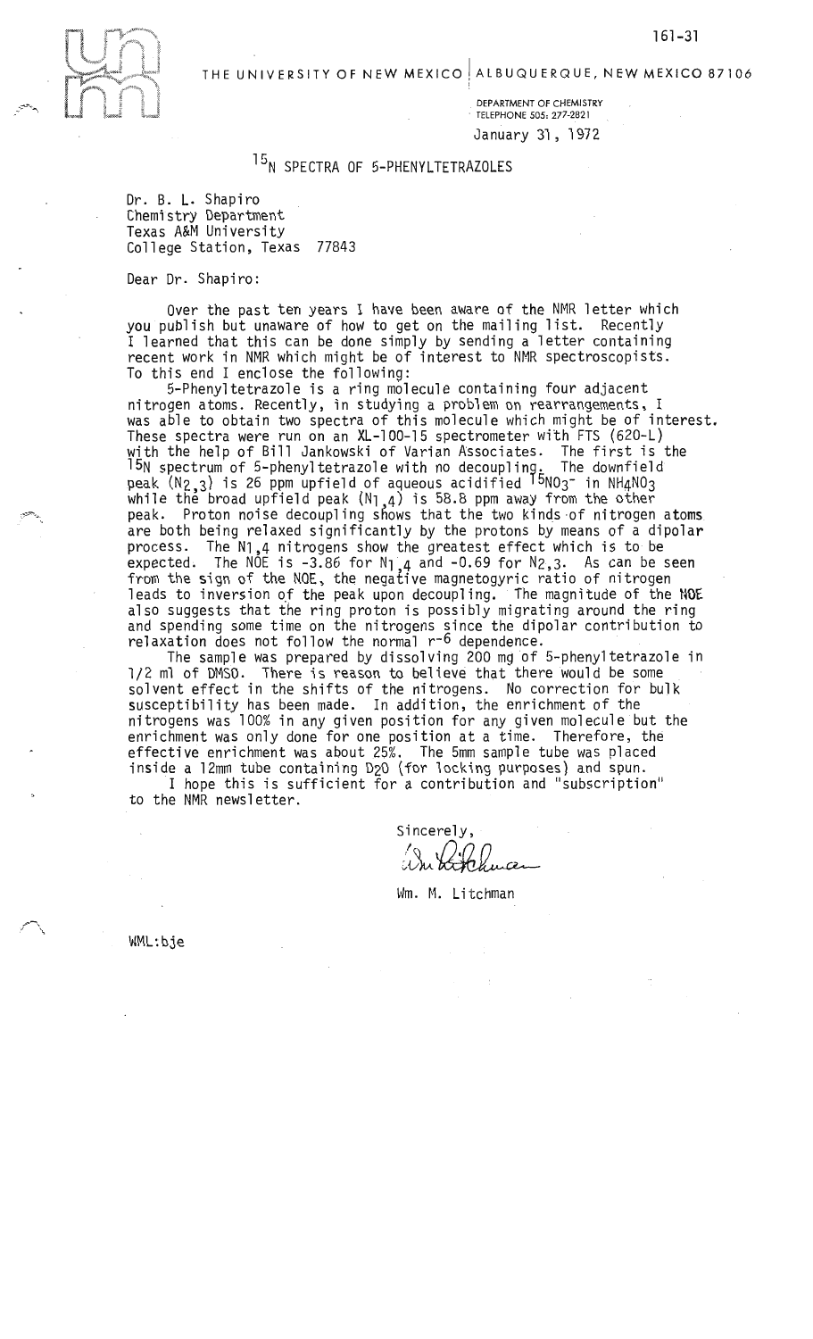THE UNIVERSITY OF NEW MEXICO | ALBUQUERQUE, NEW MEXICO 87106

DEPARTMENT OF CHEMISTRY
TELEPHONE 505: 277-2821

January 31, 1972

## $^{15}$N SPECTRA OF 5-PHENYLTETRAZOLES

Dr. B. L. Shapiro
Chemistry Department
Texas A&M University
College Station, Texas 77843

Dear Dr. Shapiro:

Over the past ten years I have been aware of the NMR letter which you publish but unaware of how to get on the mailing list. Recently I learned that this can be done simply by sending a letter containing recent work in NMR which might be of interest to NMR spectroscopists. To this end I enclose the following:

5-Phenyltetrazole is a ring molecule containing four adjacent nitrogen atoms. Recently, in studying a problem on rearrangements, I was able to obtain two spectra of this molecule which might be of interest. These spectra were run on an XL-100-15 spectrometer with FTS (620-L) with the help of Bill Jankowski of Varian Associates. The first is the $^{15}$N spectrum of 5-phenyltetrazole with no decoupling. The downfield peak ($N_{2,3}$) is 26 ppm upfield of aqueous acidified $^{15}NO_3^-$ in $NH_4NO_3$ while the broad upfield peak ($N_{1,4}$) is 58.8 ppm away from the other peak. Proton noise decoupling shows that the two kinds of nitrogen atoms are both being relaxed significantly by the protons by means of a dipolar process. The $N_{1,4}$ nitrogens show the greatest effect which is to be expected. The NOE is -3.86 for $N_{1,4}$ and -0.69 for $N_{2,3}$. As can be seen from the sign of the NOE, the negative magnetogyric ratio of nitrogen leads to inversion of the peak upon decoupling. The magnitude of the NOE also suggests that the ring proton is possibly migrating around the ring and spending some time on the nitrogens since the dipolar contribution to relaxation does not follow the normal $r^{-6}$ dependence.

The sample was prepared by dissolving 200 mg of 5-phenyltetrazole in 1/2 ml of DMSO. There is reason to believe that there would be some solvent effect in the shifts of the nitrogens. No correction for bulk susceptibility has been made. In addition, the enrichment of the nitrogens was 100% in any given position for any given molecule but the enrichment was only done for one position at a time. Therefore, the effective enrichment was about 25%. The 5mm sample tube was placed inside a 12mm tube containing $D_2O$ (for locking purposes) and spun.

I hope this is sufficient for a contribution and "subscription" to the NMR newsletter.

Sincerely,

Wm. M. Litchman

WML:bje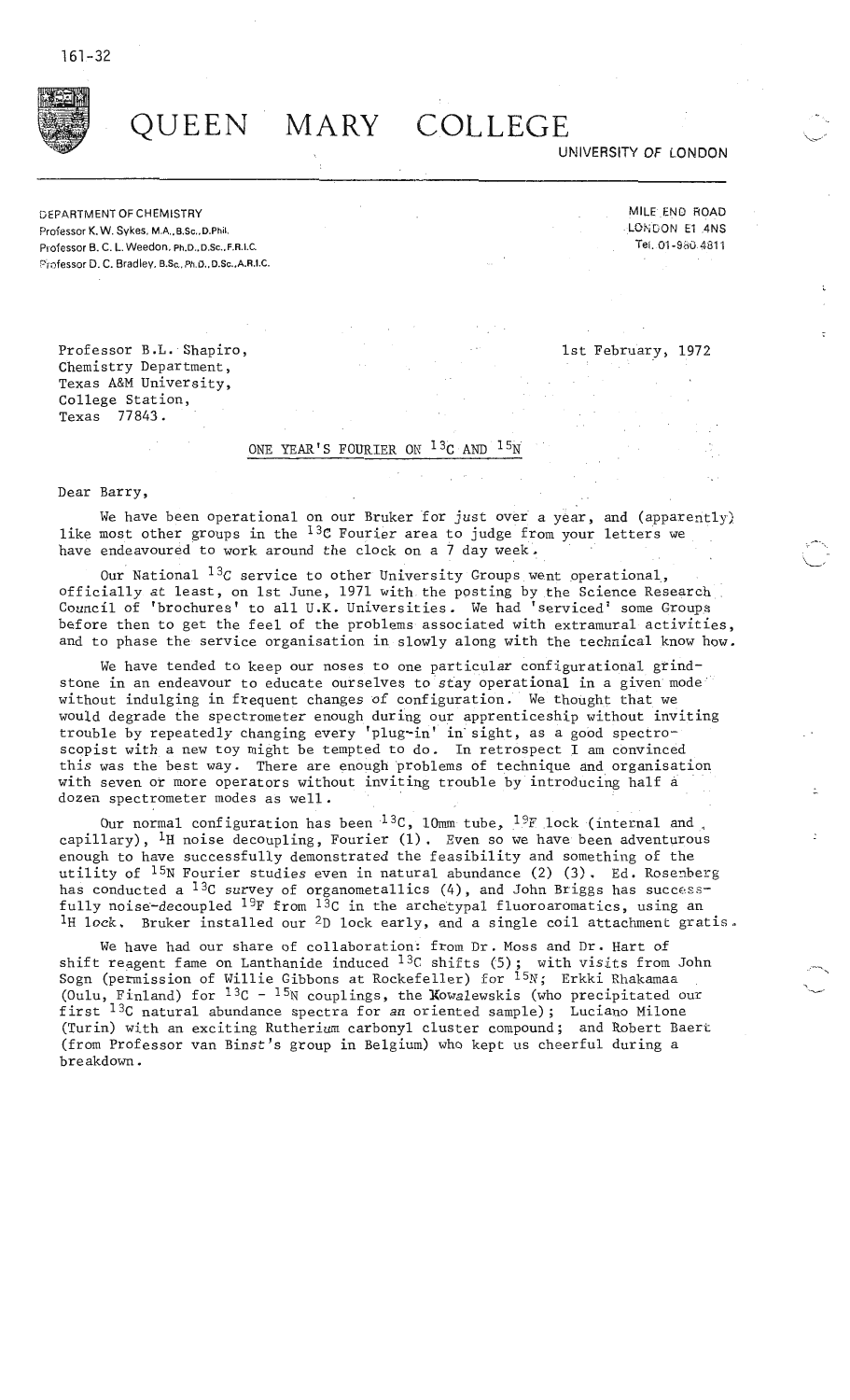161-32

# QUEEN MARY COLLEGE

UNIVERSITY OF LONDON

DEPARTMENT OF CHEMISTRY
Professor K. W. Sykes, M.A., B.Sc., D.Phil.
Professor B. C. L. Weedon, Ph.D., D.Sc., F.R.I.C.
Professor D. C. Bradley, B.Sc., Ph.D., D.Sc., A.R.I.C.

MILE END ROAD
LONDON E1 4NS
Tel. 01-980 4811

Professor B.L. Shapiro,
Chemistry Department,
Texas A&M University,
College Station,
Texas 77843.

1st February, 1972

ONE YEAR'S FOURIER ON $^{13}C$ AND $^{15}N$

Dear Barry,

We have been operational on our Bruker for just over a year, and (apparently) like most other groups in the $^{13}C$ Fourier area to judge from your letters we have endeavoured to work around the clock on a 7 day week.

Our National $^{13}C$ service to other University Groups went operational, officially at least, on 1st June, 1971 with the posting by the Science Research Council of 'brochures' to all U.K. Universities. We had 'serviced' some Groups before then to get the feel of the problems associated with extramural activities, and to phase the service organisation in slowly along with the technical know how.

We have tended to keep our noses to one particular configurational grindstone in an endeavour to educate ourselves to stay operational in a given mode without indulging in frequent changes of configuration. We thought that we would degrade the spectrometer enough during our apprenticeship without inviting trouble by repeatedly changing every 'plug-in' in sight, as a good spectroscopist with a new toy might be tempted to do. In retrospect I am convinced this was the best way. There are enough problems of technique and organisation with seven or more operators without inviting trouble by introducing half a dozen spectrometer modes as well.

Our normal configuration has been $^{13}C$, 10mm tube, $^{19}F$ lock (internal and capillary), $^{1}H$ noise decoupling, Fourier (1). Even so we have been adventurous enough to have successfully demonstrated the feasibility and something of the utility of $^{15}N$ Fourier studies even in natural abundance (2) (3). Ed. Rosenberg has conducted a $^{13}C$ survey of organometallics (4), and John Briggs has successfully noise-decoupled $^{19}F$ from $^{13}C$ in the archetypal fluoroaromatics, using an $^{1}H$ lock. Bruker installed our $^{2}D$ lock early, and a single coil attachment gratis.

We have had our share of collaboration: from Dr. Moss and Dr. Hart of shift reagent fame on Lanthanide induced $^{13}C$ shifts (5); with visits from John Sogn (permission of Willie Gibbons at Rockefeller) for $^{15}N$; Erkki Rhakamaa (Oulu, Finland) for $^{13}C$ - $^{15}N$ couplings, the Kowalewskis (who precipitated our first $^{13}C$ natural abundance spectra for an oriented sample); Luciano Milone (Turin) with an exciting Rutherium carbonyl cluster compound; and Robert Baert (from Professor van Binst's group in Belgium) who kept us cheerful during a breakdown.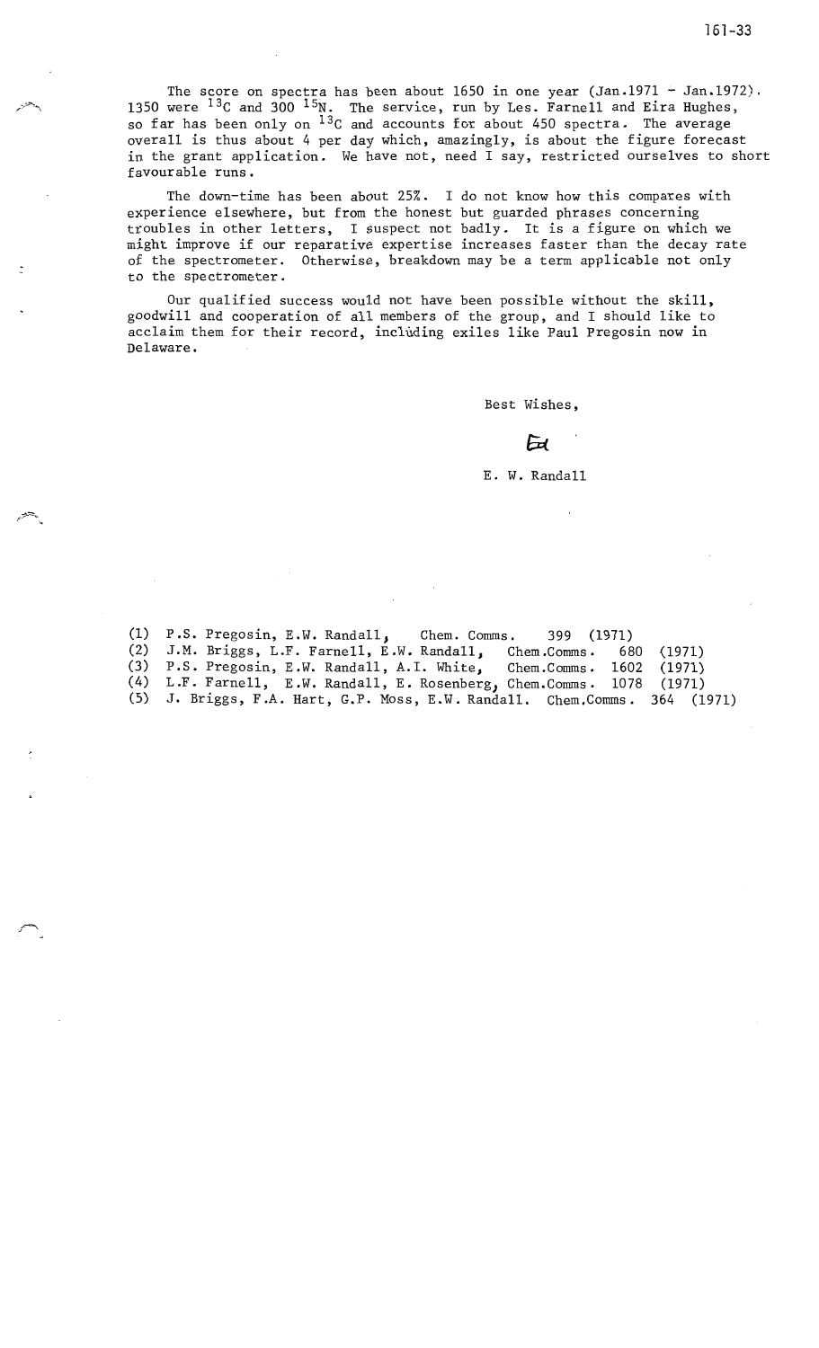The score on spectra has been about 1650 in one year (Jan.1971 - Jan.1972). 1350 were $^{13}C$ and 300 $^{15}N$. The service, run by Les. Farnell and Eira Hughes, so far has been only on $^{13}C$ and accounts for about 450 spectra. The average overall is thus about 4 per day which, amazingly, is about the figure forecast in the grant application. We have not, need I say, restricted ourselves to short favourable runs.

The down-time has been about 25%. I do not know how this compares with experience elsewhere, but from the honest but guarded phrases concerning troubles in other letters, I suspect not badly. It is a figure on which we might improve if our reparative expertise increases faster than the decay rate of the spectrometer. Otherwise, breakdown may be a term applicable not only to the spectrometer.

Our qualified success would not have been possible without the skill, goodwill and cooperation of all members of the group, and I should like to acclaim them for their record, including exiles like Paul Pregosin now in Delaware.

Best Wishes,

Ed

E. W. Randall

(1) P.S. Pregosin, E.W. Randall, Chem. Comms. 399 (1971)
(2) J.M. Briggs, L.F. Farnell, E.W. Randall, Chem.Comms. 680 (1971)
(3) P.S. Pregosin, E.W. Randall, A.I. White, Chem.Comms. 1602 (1971)
(4) L.F. Farnell, E.W. Randall, E. Rosenberg, Chem.Comms. 1078 (1971)
(5) J. Briggs, F.A. Hart, G.P. Moss, E.W. Randall. Chem.Comms. 364 (1971)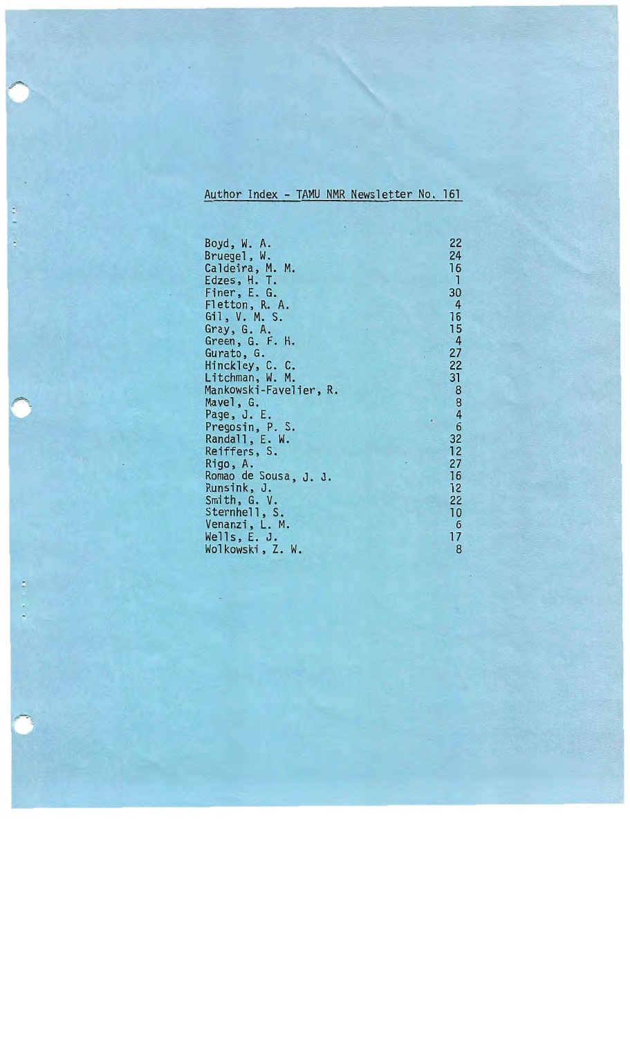# Author Index - TAMU NMR Newsletter No. 161

| | |
|---|---|
| Boyd, W. A. | 22 |
| Bruegel, W. | 24 |
| Caldeira, M. M. | 16 |
| Edzes, H. T. | 1 |
| Finer, E. G. | 30 |
| Fletton, R. A. | 4 |
| Gil, V. M. S. | 16 |
| Gray, G. A. | 15 |
| Green, G. F. H. | 4 |
| Gurato, G. | 27 |
| Hinckley, C. C. | 22 |
| Litchman, W. M. | 31 |
| Mankowski-Favelier, R. | 8 |
| Mavel, G. | 8 |
| Page, J. E. | 4 |
| Pregosin, P. S. | 6 |
| Randall, E. W. | 32 |
| Reiffers, S. | 12 |
| Rigo, A. | 27 |
| Romao de Sousa, J. J. | 16 |
| Runsink, J. | 12 |
| Smith, G. V. | 22 |
| Sternhell, S. | 10 |
| Venanzi, L. M. | 6 |
| Wells, E. J. | 17 |
| Wolkowski, Z. W. | 8 |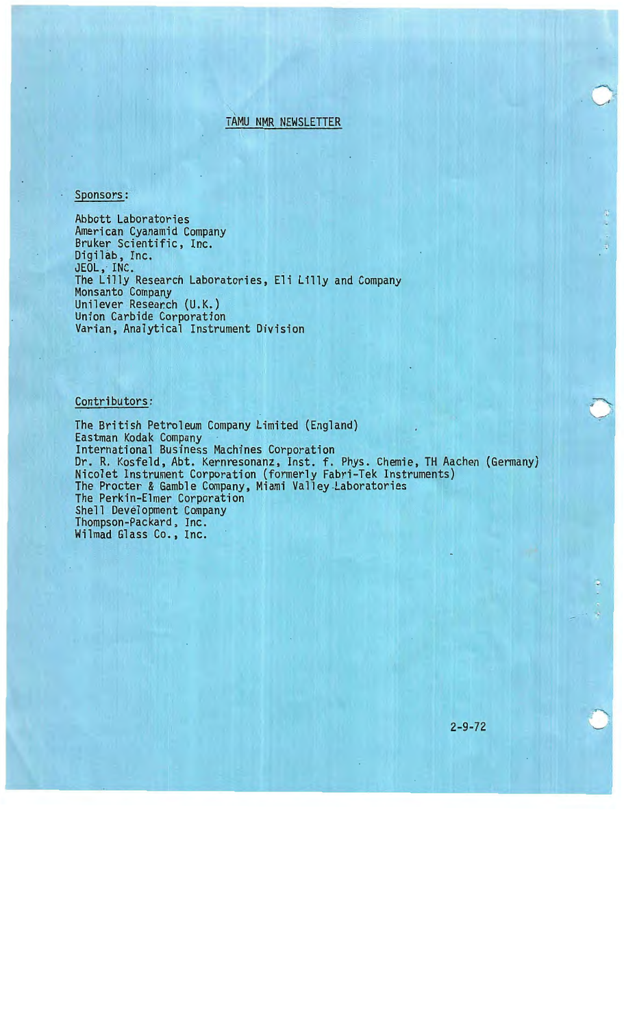# TAMU NMR NEWSLETTER

## Sponsors:

Abbott Laboratories
American Cyanamid Company
Bruker Scientific, Inc.
Digilab, Inc.
JEOL, INC.
The Lilly Research Laboratories, Eli Lilly and Company
Monsanto Company
Unilever Research (U.K.)
Union Carbide Corporation
Varian, Analytical Instrument Division

## Contributors:

The British Petroleum Company Limited (England)
Eastman Kodak Company
International Business Machines Corporation
Dr. R. Kosfeld, Abt. Kernresonanz, Inst. f. Phys. Chemie, TH Aachen (Germany)
Nicolet Instrument Corporation (formerly Fabri-Tek Instruments)
The Procter & Gamble Company, Miami Valley Laboratories
The Perkin-Elmer Corporation
Shell Development Company
Thompson-Packard, Inc.
Wilmad Glass Co., Inc.

2-9-72